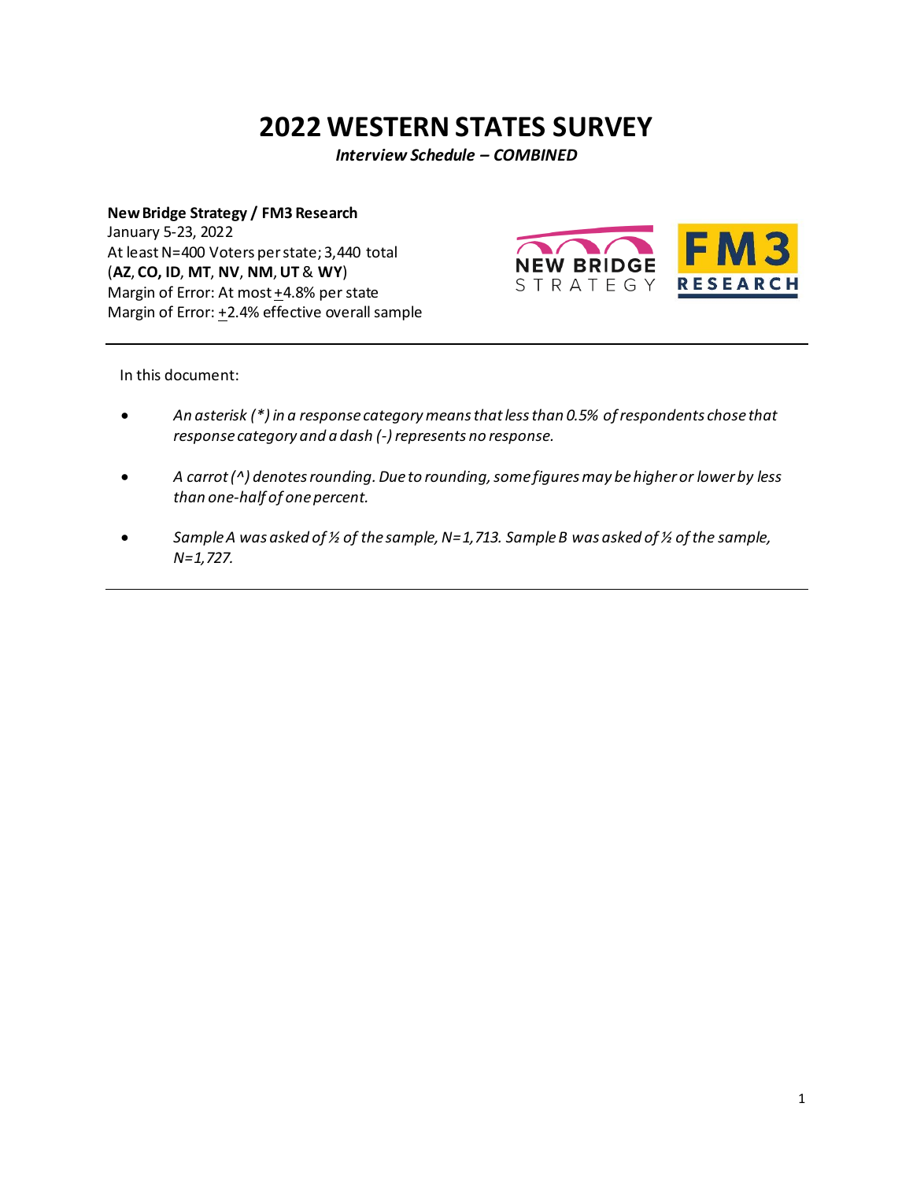# 2022 WESTERN STATES SURVEY

***Interview Schedule – COMBINED***

**New Bridge Strategy / FM3 Research**
January 5-23, 2022
At least N=400 Voters per state; 3,440 total
(**AZ**, **CO, ID**, **MT**, **NV**, **NM**, **UT** & **WY**)
Margin of Error: At most +4.8% per state
Margin of Error: +2.4% effective overall sample

---

In this document:

- *An asterisk (*) in a response category means that less than 0.5% of respondents chose that response category and a dash (-) represents no response.*
- *A carrot (^) denotes rounding. Due to rounding, some figures may be higher or lower by less than one-half of one percent.*
- *Sample A was asked of ½ of the sample, N=1,713. Sample B was asked of ½ of the sample, N=1,727.*

---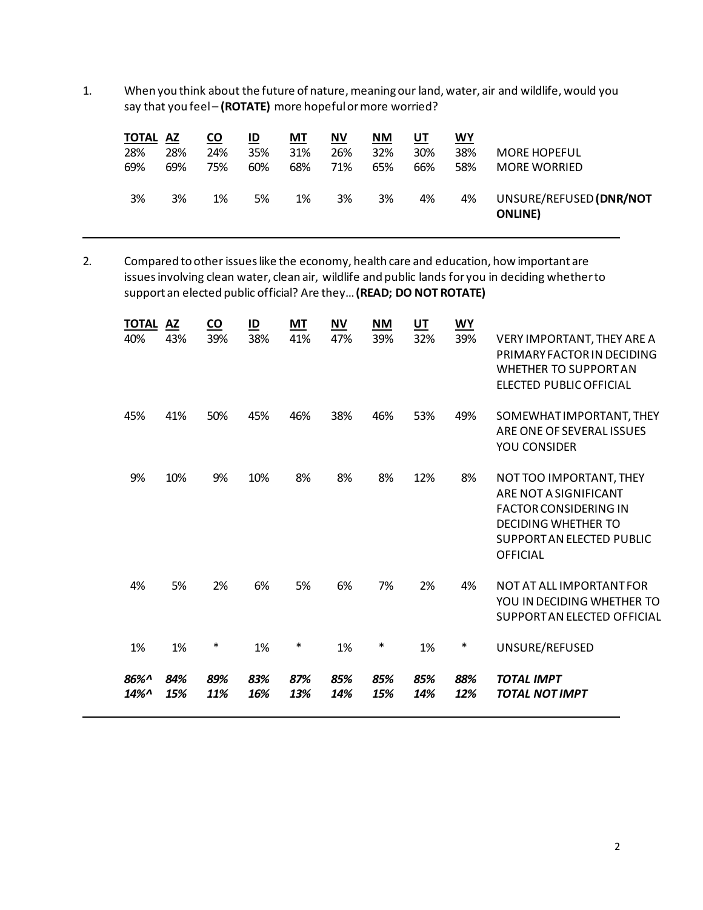1. When you think about the future of nature, meaning our land, water, air and wildlife, would you say that you feel – **(ROTATE)** more hopeful or more worried?

| TOTAL | AZ | CO | ID | MT | NV | NM | UT | WY | |
|---|---|---|---|---|---|---|---|---|---|
| 28% | 28% | 24% | 35% | 31% | 26% | 32% | 30% | 38% | MORE HOPEFUL |
| 69% | 69% | 75% | 60% | 68% | 71% | 65% | 66% | 58% | MORE WORRIED |
| 3% | 3% | 1% | 5% | 1% | 3% | 3% | 4% | 4% | UNSURE/REFUSED **(DNR/NOT ONLINE)** |

2. Compared to other issues like the economy, health care and education, how important are issues involving clean water, clean air, wildlife and public lands for you in deciding whether to support an elected public official? Are they… **(READ; DO NOT ROTATE)**

| TOTAL | AZ | CO | ID | MT | NV | NM | UT | WY | |
|---|---|---|---|---|---|---|---|---|---|
| 40% | 43% | 39% | 38% | 41% | 47% | 39% | 32% | 39% | VERY IMPORTANT, THEY ARE A PRIMARY FACTOR IN DECIDING WHETHER TO SUPPORT AN ELECTED PUBLIC OFFICIAL |
| 45% | 41% | 50% | 45% | 46% | 38% | 46% | 53% | 49% | SOMEWHAT IMPORTANT, THEY ARE ONE OF SEVERAL ISSUES YOU CONSIDER |
| 9% | 10% | 9% | 10% | 8% | 8% | 8% | 12% | 8% | NOT TOO IMPORTANT, THEY ARE NOT A SIGNIFICANT FACTOR CONSIDERING IN DECIDING WHETHER TO SUPPORT AN ELECTED PUBLIC OFFICIAL |
| 4% | 5% | 2% | 6% | 5% | 6% | 7% | 2% | 4% | NOT AT ALL IMPORTANT FOR YOU IN DECIDING WHETHER TO SUPPORT AN ELECTED OFFICIAL |
| 1% | 1% | * | 1% | * | 1% | * | 1% | * | UNSURE/REFUSED |
| ***86%^*** | ***84%*** | ***89%*** | ***83%*** | ***87%*** | ***85%*** | ***85%*** | ***85%*** | ***88%*** | ***TOTAL IMPT*** |
| ***14%^*** | ***15%*** | ***11%*** | ***16%*** | ***13%*** | ***14%*** | ***15%*** | ***14%*** | ***12%*** | ***TOTAL NOT IMPT*** |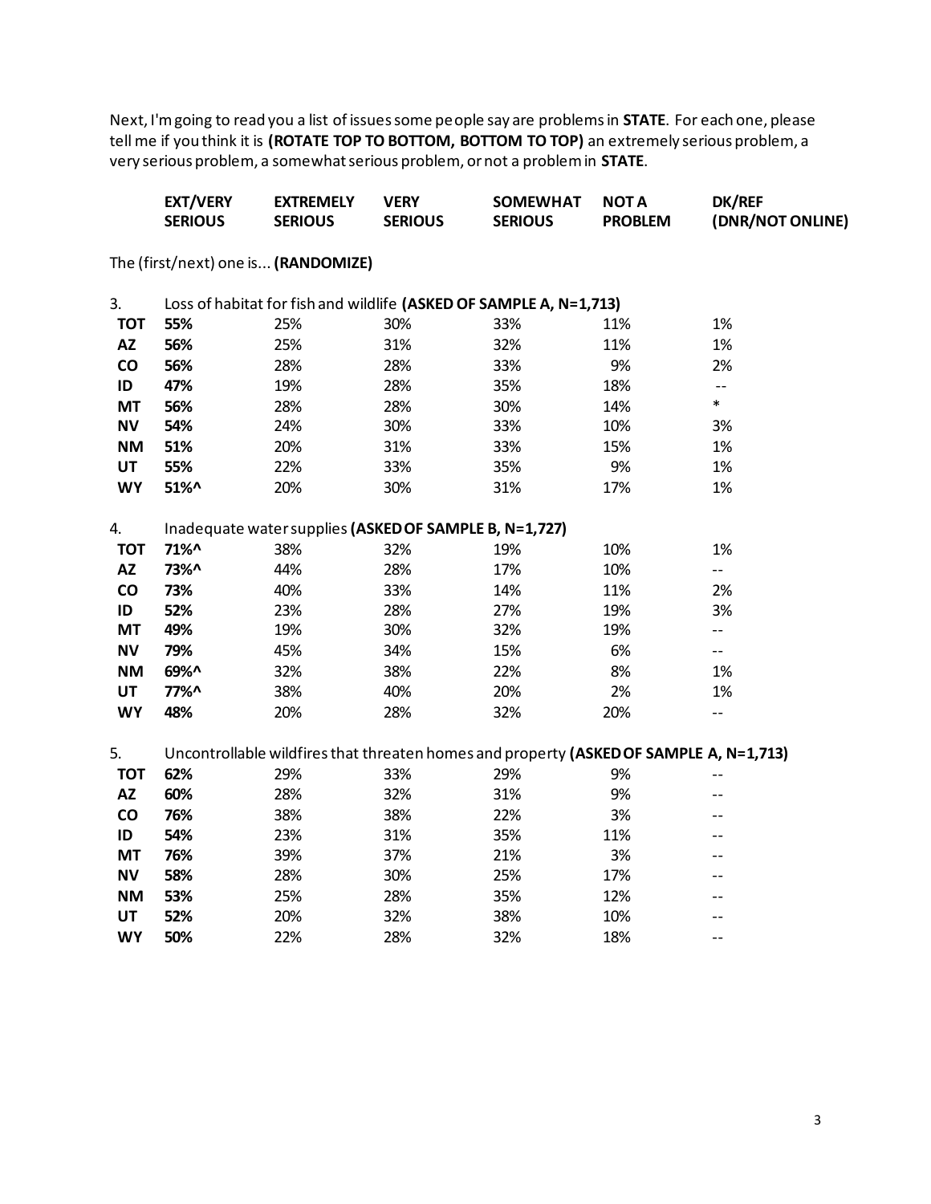Next, I'm going to read you a list of issues some people say are problems in **STATE**. For each one, please tell me if you think it is **(ROTATE TOP TO BOTTOM, BOTTOM TO TOP)** an extremely serious problem, a very serious problem, a somewhat serious problem, or not a problem in **STATE**.

The (first/next) one is... **(RANDOMIZE)**

| | EXT/VERY SERIOUS | EXTREMELY SERIOUS | VERY SERIOUS | SOMEWHAT SERIOUS | NOT A PROBLEM | DK/REF (DNR/NOT ONLINE) |
|---|---|---|---|---|---|---|
| **3.** | Loss of habitat for fish and wildlife **(ASKED OF SAMPLE A, N=1,713)** | | | | | |
| **TOT** | **55%** | 25% | 30% | 33% | 11% | 1% |
| **AZ** | **56%** | 25% | 31% | 32% | 11% | 1% |
| **CO** | **56%** | 28% | 28% | 33% | 9% | 2% |
| **ID** | **47%** | 19% | 28% | 35% | 18% | -- |
| **MT** | **56%** | 28% | 28% | 30% | 14% | * |
| **NV** | **54%** | 24% | 30% | 33% | 10% | 3% |
| **NM** | **51%** | 20% | 31% | 33% | 15% | 1% |
| **UT** | **55%** | 22% | 33% | 35% | 9% | 1% |
| **WY** | **51%^** | 20% | 30% | 31% | 17% | 1% |
| **4.** | Inadequate water supplies **(ASKED OF SAMPLE B, N=1,727)** | | | | | |
| **TOT** | **71%^** | 38% | 32% | 19% | 10% | 1% |
| **AZ** | **73%^** | 44% | 28% | 17% | 10% | -- |
| **CO** | **73%** | 40% | 33% | 14% | 11% | 2% |
| **ID** | **52%** | 23% | 28% | 27% | 19% | 3% |
| **MT** | **49%** | 19% | 30% | 32% | 19% | -- |
| **NV** | **79%** | 45% | 34% | 15% | 6% | -- |
| **NM** | **69%^** | 32% | 38% | 22% | 8% | 1% |
| **UT** | **77%^** | 38% | 40% | 20% | 2% | 1% |
| **WY** | **48%** | 20% | 28% | 32% | 20% | -- |
| **5.** | Uncontrollable wildfires that threaten homes and property **(ASKED OF SAMPLE A, N=1,713)** | | | | | |
| **TOT** | **62%** | 29% | 33% | 29% | 9% | -- |
| **AZ** | **60%** | 28% | 32% | 31% | 9% | -- |
| **CO** | **76%** | 38% | 38% | 22% | 3% | -- |
| **ID** | **54%** | 23% | 31% | 35% | 11% | -- |
| **MT** | **76%** | 39% | 37% | 21% | 3% | -- |
| **NV** | **58%** | 28% | 30% | 25% | 17% | -- |
| **NM** | **53%** | 25% | 28% | 35% | 12% | -- |
| **UT** | **52%** | 20% | 32% | 38% | 10% | -- |
| **WY** | **50%** | 22% | 28% | 32% | 18% | -- |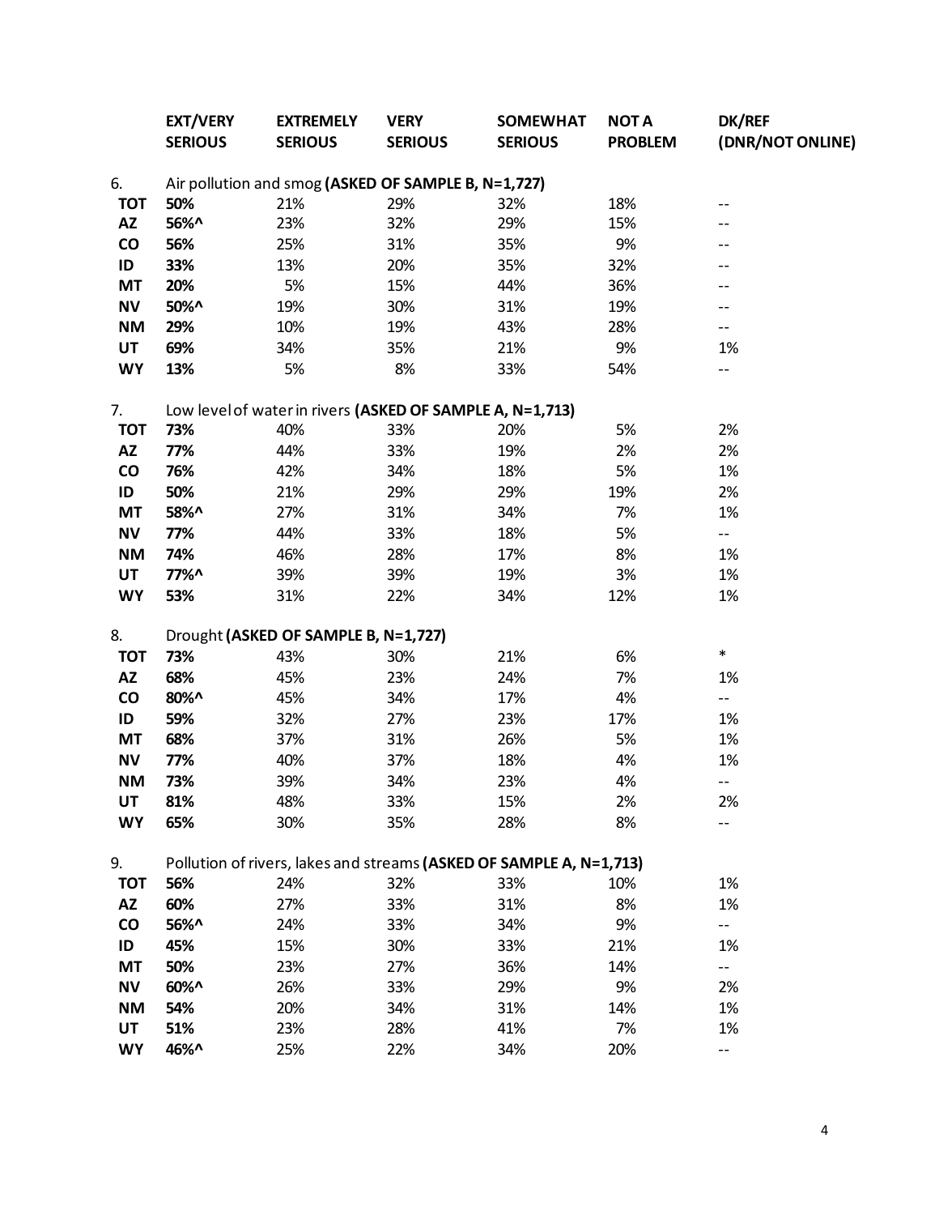| | EXT/VERY SERIOUS | EXTREMELY SERIOUS | VERY SERIOUS | SOMEWHAT SERIOUS | NOT A PROBLEM | DK/REF (DNR/NOT ONLINE) |
|---|---|---|---|---|---|---|
| **6.** | Air pollution and smog **(ASKED OF SAMPLE B, N=1,727)** | | | | | |
| **TOT** | **50%** | 21% | 29% | 32% | 18% | -- |
| **AZ** | **56%^** | 23% | 32% | 29% | 15% | -- |
| **CO** | **56%** | 25% | 31% | 35% | 9% | -- |
| **ID** | **33%** | 13% | 20% | 35% | 32% | -- |
| **MT** | **20%** | 5% | 15% | 44% | 36% | -- |
| **NV** | **50%^** | 19% | 30% | 31% | 19% | -- |
| **NM** | **29%** | 10% | 19% | 43% | 28% | -- |
| **UT** | **69%** | 34% | 35% | 21% | 9% | 1% |
| **WY** | **13%** | 5% | 8% | 33% | 54% | -- |
| **7.** | Low level of water in rivers **(ASKED OF SAMPLE A, N=1,713)** | | | | | |
| **TOT** | **73%** | 40% | 33% | 20% | 5% | 2% |
| **AZ** | **77%** | 44% | 33% | 19% | 2% | 2% |
| **CO** | **76%** | 42% | 34% | 18% | 5% | 1% |
| **ID** | **50%** | 21% | 29% | 29% | 19% | 2% |
| **MT** | **58%^** | 27% | 31% | 34% | 7% | 1% |
| **NV** | **77%** | 44% | 33% | 18% | 5% | -- |
| **NM** | **74%** | 46% | 28% | 17% | 8% | 1% |
| **UT** | **77%^** | 39% | 39% | 19% | 3% | 1% |
| **WY** | **53%** | 31% | 22% | 34% | 12% | 1% |
| **8.** | Drought **(ASKED OF SAMPLE B, N=1,727)** | | | | | |
| **TOT** | **73%** | 43% | 30% | 21% | 6% | * |
| **AZ** | **68%** | 45% | 23% | 24% | 7% | 1% |
| **CO** | **80%^** | 45% | 34% | 17% | 4% | -- |
| **ID** | **59%** | 32% | 27% | 23% | 17% | 1% |
| **MT** | **68%** | 37% | 31% | 26% | 5% | 1% |
| **NV** | **77%** | 40% | 37% | 18% | 4% | 1% |
| **NM** | **73%** | 39% | 34% | 23% | 4% | -- |
| **UT** | **81%** | 48% | 33% | 15% | 2% | 2% |
| **WY** | **65%** | 30% | 35% | 28% | 8% | -- |
| **9.** | Pollution of rivers, lakes and streams **(ASKED OF SAMPLE A, N=1,713)** | | | | | |
| **TOT** | **56%** | 24% | 32% | 33% | 10% | 1% |
| **AZ** | **60%** | 27% | 33% | 31% | 8% | 1% |
| **CO** | **56%^** | 24% | 33% | 34% | 9% | -- |
| **ID** | **45%** | 15% | 30% | 33% | 21% | 1% |
| **MT** | **50%** | 23% | 27% | 36% | 14% | -- |
| **NV** | **60%^** | 26% | 33% | 29% | 9% | 2% |
| **NM** | **54%** | 20% | 34% | 31% | 14% | 1% |
| **UT** | **51%** | 23% | 28% | 41% | 7% | 1% |
| **WY** | **46%^** | 25% | 22% | 34% | 20% | -- |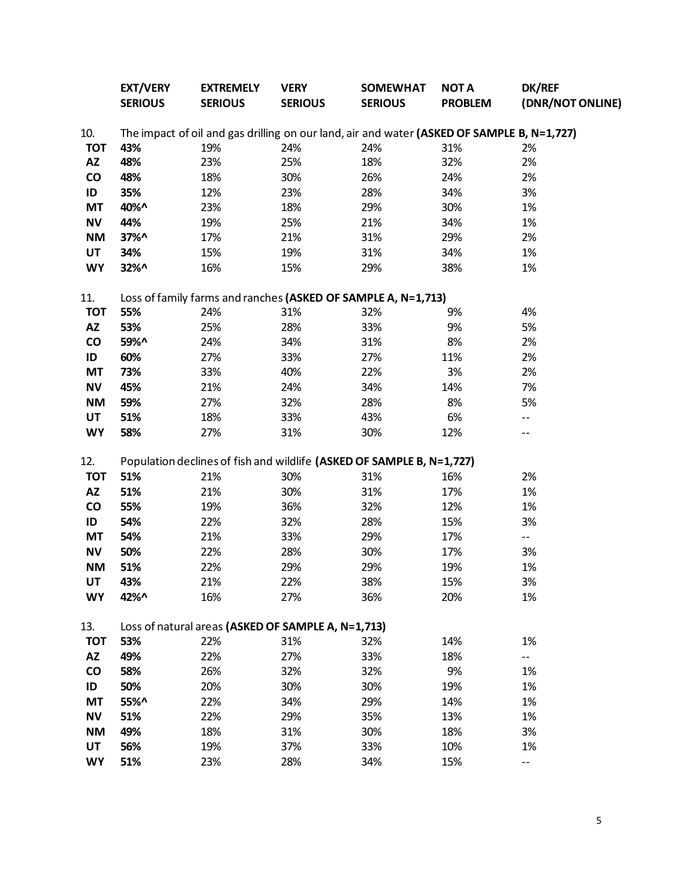| | EXT/VERY SERIOUS | EXTREMELY SERIOUS | VERY SERIOUS | SOMEWHAT SERIOUS | NOT A PROBLEM | DK/REF (DNR/NOT ONLINE) |
|---|---|---|---|---|---|---|
| **10.** | The impact of oil and gas drilling on our land, air and water **(ASKED OF SAMPLE B, N=1,727)** | | | | | |
| **TOT** | **43%** | 19% | 24% | 24% | 31% | 2% |
| **AZ** | **48%** | 23% | 25% | 18% | 32% | 2% |
| **CO** | **48%** | 18% | 30% | 26% | 24% | 2% |
| **ID** | **35%** | 12% | 23% | 28% | 34% | 3% |
| **MT** | **40%^** | 23% | 18% | 29% | 30% | 1% |
| **NV** | **44%** | 19% | 25% | 21% | 34% | 1% |
| **NM** | **37%^** | 17% | 21% | 31% | 29% | 2% |
| **UT** | **34%** | 15% | 19% | 31% | 34% | 1% |
| **WY** | **32%^** | 16% | 15% | 29% | 38% | 1% |
| **11.** | Loss of family farms and ranches **(ASKED OF SAMPLE A, N=1,713)** | | | | | |
| **TOT** | **55%** | 24% | 31% | 32% | 9% | 4% |
| **AZ** | **53%** | 25% | 28% | 33% | 9% | 5% |
| **CO** | **59%^** | 24% | 34% | 31% | 8% | 2% |
| **ID** | **60%** | 27% | 33% | 27% | 11% | 2% |
| **MT** | **73%** | 33% | 40% | 22% | 3% | 2% |
| **NV** | **45%** | 21% | 24% | 34% | 14% | 7% |
| **NM** | **59%** | 27% | 32% | 28% | 8% | 5% |
| **UT** | **51%** | 18% | 33% | 43% | 6% | -- |
| **WY** | **58%** | 27% | 31% | 30% | 12% | -- |
| **12.** | Population declines of fish and wildlife **(ASKED OF SAMPLE B, N=1,727)** | | | | | |
| **TOT** | **51%** | 21% | 30% | 31% | 16% | 2% |
| **AZ** | **51%** | 21% | 30% | 31% | 17% | 1% |
| **CO** | **55%** | 19% | 36% | 32% | 12% | 1% |
| **ID** | **54%** | 22% | 32% | 28% | 15% | 3% |
| **MT** | **54%** | 21% | 33% | 29% | 17% | -- |
| **NV** | **50%** | 22% | 28% | 30% | 17% | 3% |
| **NM** | **51%** | 22% | 29% | 29% | 19% | 1% |
| **UT** | **43%** | 21% | 22% | 38% | 15% | 3% |
| **WY** | **42%^** | 16% | 27% | 36% | 20% | 1% |
| **13.** | Loss of natural areas **(ASKED OF SAMPLE A, N=1,713)** | | | | | |
| **TOT** | **53%** | 22% | 31% | 32% | 14% | 1% |
| **AZ** | **49%** | 22% | 27% | 33% | 18% | -- |
| **CO** | **58%** | 26% | 32% | 32% | 9% | 1% |
| **ID** | **50%** | 20% | 30% | 30% | 19% | 1% |
| **MT** | **55%^** | 22% | 34% | 29% | 14% | 1% |
| **NV** | **51%** | 22% | 29% | 35% | 13% | 1% |
| **NM** | **49%** | 18% | 31% | 30% | 18% | 3% |
| **UT** | **56%** | 19% | 37% | 33% | 10% | 1% |
| **WY** | **51%** | 23% | 28% | 34% | 15% | -- |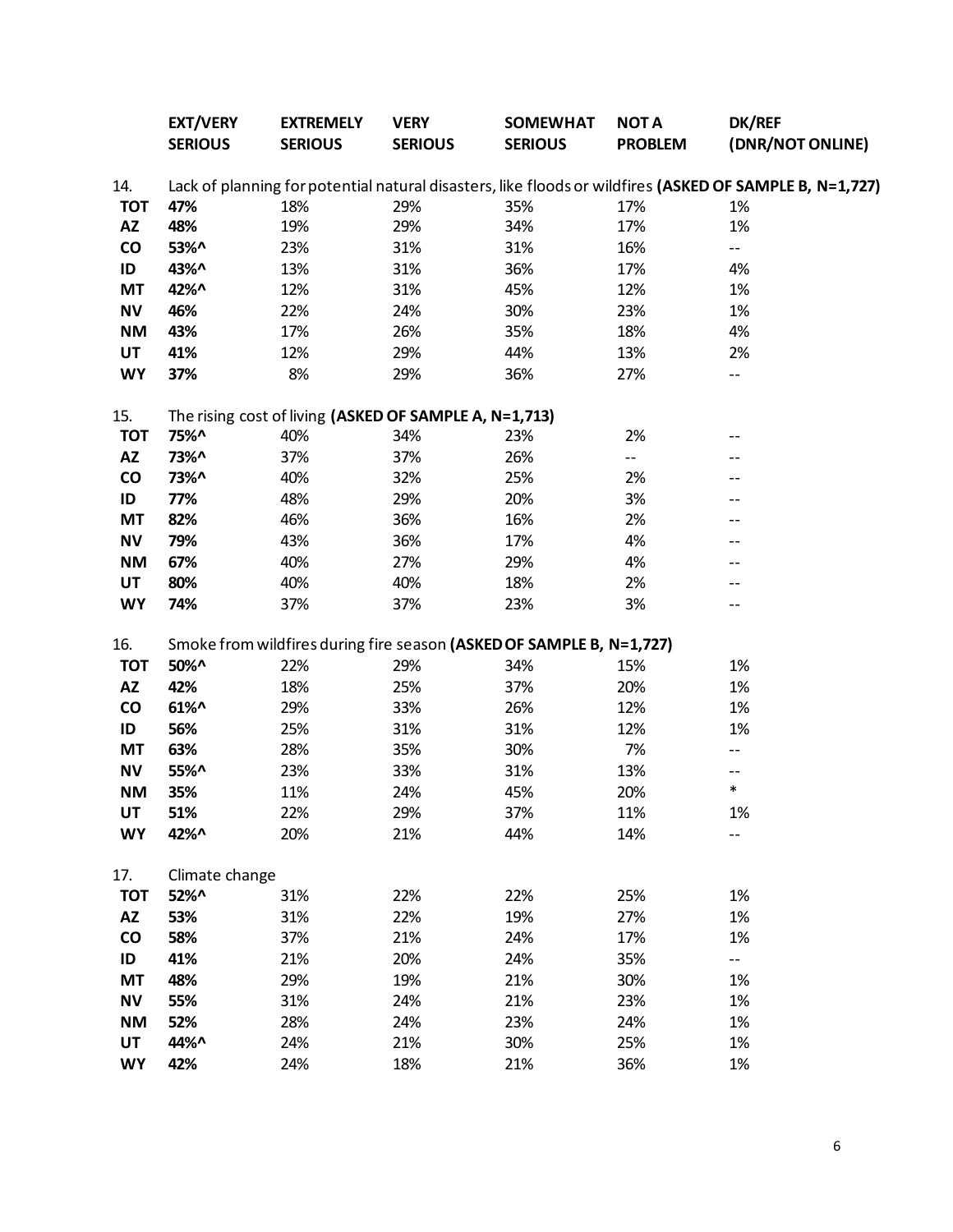| | EXT/VERY SERIOUS | EXTREMELY SERIOUS | VERY SERIOUS | SOMEWHAT SERIOUS | NOT A PROBLEM | DK/REF (DNR/NOT ONLINE) |
|---|---|---|---|---|---|---|
| 14. | Lack of planning for potential natural disasters, like floods or wildfires **(ASKED OF SAMPLE B, N=1,727)** | | | | | |
| **TOT** | **47%** | 18% | 29% | 35% | 17% | 1% |
| **AZ** | **48%** | 19% | 29% | 34% | 17% | 1% |
| **CO** | **53%^** | 23% | 31% | 31% | 16% | -- |
| **ID** | **43%^** | 13% | 31% | 36% | 17% | 4% |
| **MT** | **42%^** | 12% | 31% | 45% | 12% | 1% |
| **NV** | **46%** | 22% | 24% | 30% | 23% | 1% |
| **NM** | **43%** | 17% | 26% | 35% | 18% | 4% |
| **UT** | **41%** | 12% | 29% | 44% | 13% | 2% |
| **WY** | **37%** | 8% | 29% | 36% | 27% | -- |
| 15. | The rising cost of living **(ASKED OF SAMPLE A, N=1,713)** | | | | | |
| **TOT** | **75%^** | 40% | 34% | 23% | 2% | -- |
| **AZ** | **73%^** | 37% | 37% | 26% | -- | -- |
| **CO** | **73%^** | 40% | 32% | 25% | 2% | -- |
| **ID** | **77%** | 48% | 29% | 20% | 3% | -- |
| **MT** | **82%** | 46% | 36% | 16% | 2% | -- |
| **NV** | **79%** | 43% | 36% | 17% | 4% | -- |
| **NM** | **67%** | 40% | 27% | 29% | 4% | -- |
| **UT** | **80%** | 40% | 40% | 18% | 2% | -- |
| **WY** | **74%** | 37% | 37% | 23% | 3% | -- |
| 16. | Smoke from wildfires during fire season **(ASKED OF SAMPLE B, N=1,727)** | | | | | |
| **TOT** | **50%^** | 22% | 29% | 34% | 15% | 1% |
| **AZ** | **42%** | 18% | 25% | 37% | 20% | 1% |
| **CO** | **61%^** | 29% | 33% | 26% | 12% | 1% |
| **ID** | **56%** | 25% | 31% | 31% | 12% | 1% |
| **MT** | **63%** | 28% | 35% | 30% | 7% | -- |
| **NV** | **55%^** | 23% | 33% | 31% | 13% | -- |
| **NM** | **35%** | 11% | 24% | 45% | 20% | * |
| **UT** | **51%** | 22% | 29% | 37% | 11% | 1% |
| **WY** | **42%^** | 20% | 21% | 44% | 14% | -- |
| 17. | Climate change | | | | | |
| **TOT** | **52%^** | 31% | 22% | 22% | 25% | 1% |
| **AZ** | **53%** | 31% | 22% | 19% | 27% | 1% |
| **CO** | **58%** | 37% | 21% | 24% | 17% | 1% |
| **ID** | **41%** | 21% | 20% | 24% | 35% | -- |
| **MT** | **48%** | 29% | 19% | 21% | 30% | 1% |
| **NV** | **55%** | 31% | 24% | 21% | 23% | 1% |
| **NM** | **52%** | 28% | 24% | 23% | 24% | 1% |
| **UT** | **44%^** | 24% | 21% | 30% | 25% | 1% |
| **WY** | **42%** | 24% | 18% | 21% | 36% | 1% |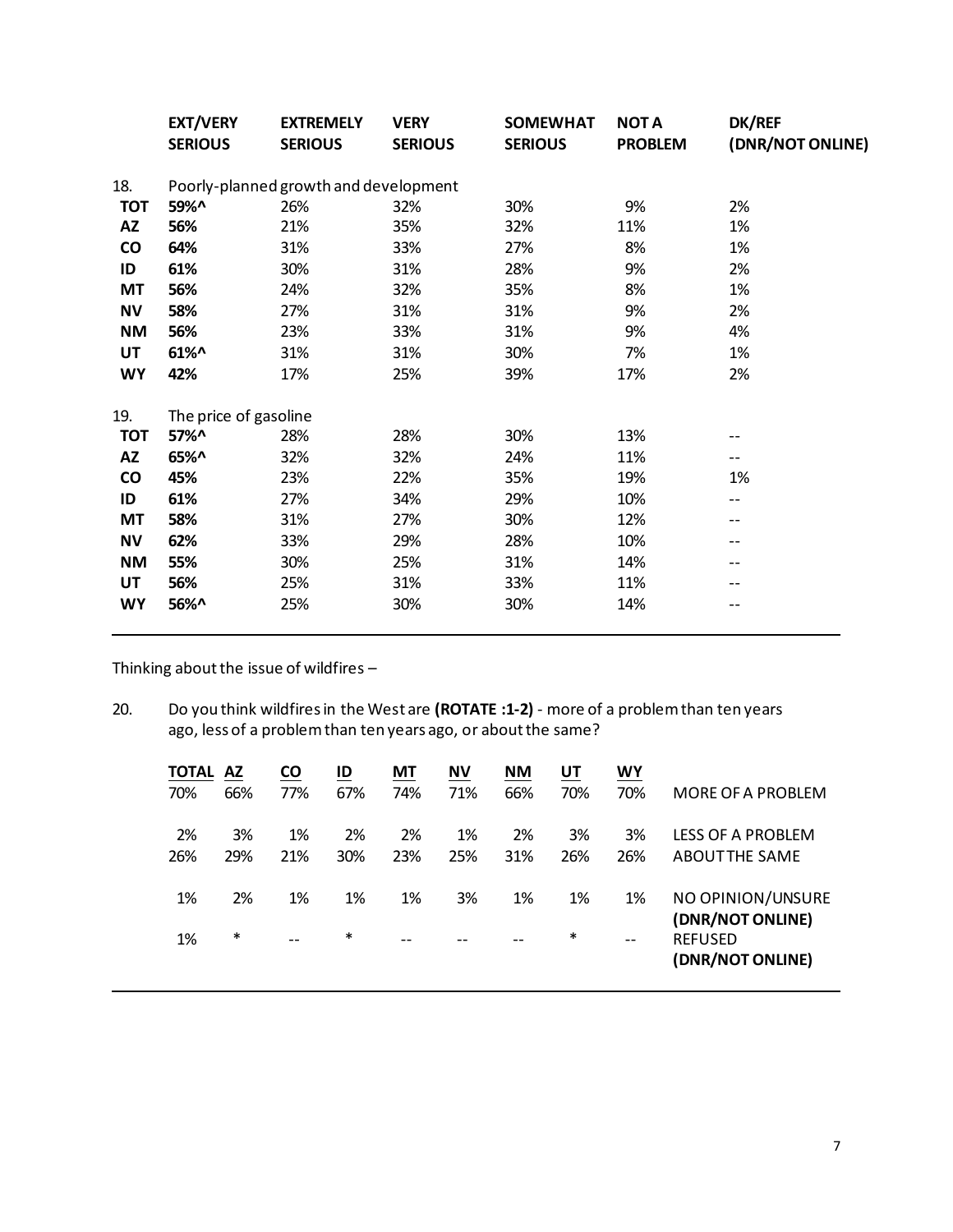| | EXT/VERY SERIOUS | EXTREMELY SERIOUS | VERY SERIOUS | SOMEWHAT SERIOUS | NOT A PROBLEM | DK/REF (DNR/NOT ONLINE) |
|---|---|---|---|---|---|---|
| **18.** | Poorly-planned growth and development | | | | | |
| **TOT** | **59%^** | 26% | 32% | 30% | 9% | 2% |
| **AZ** | **56%** | 21% | 35% | 32% | 11% | 1% |
| **CO** | **64%** | 31% | 33% | 27% | 8% | 1% |
| **ID** | **61%** | 30% | 31% | 28% | 9% | 2% |
| **MT** | **56%** | 24% | 32% | 35% | 8% | 1% |
| **NV** | **58%** | 27% | 31% | 31% | 9% | 2% |
| **NM** | **56%** | 23% | 33% | 31% | 9% | 4% |
| **UT** | **61%^** | 31% | 31% | 30% | 7% | 1% |
| **WY** | **42%** | 17% | 25% | 39% | 17% | 2% |
| **19.** | The price of gasoline | | | | | |
| **TOT** | **57%^** | 28% | 28% | 30% | 13% | -- |
| **AZ** | **65%^** | 32% | 32% | 24% | 11% | -- |
| **CO** | **45%** | 23% | 22% | 35% | 19% | 1% |
| **ID** | **61%** | 27% | 34% | 29% | 10% | -- |
| **MT** | **58%** | 31% | 27% | 30% | 12% | -- |
| **NV** | **62%** | 33% | 29% | 28% | 10% | -- |
| **NM** | **55%** | 30% | 25% | 31% | 14% | -- |
| **UT** | **56%** | 25% | 31% | 33% | 11% | -- |
| **WY** | **56%^** | 25% | 30% | 30% | 14% | -- |

Thinking about the issue of wildfires –

20. Do you think wildfires in the West are **(ROTATE :1-2)** - more of a problem than ten years ago, less of a problem than ten years ago, or about the same?

| TOTAL | AZ | CO | ID | MT | NV | NM | UT | WY | |
|---|---|---|---|---|---|---|---|---|---|
| 70% | 66% | 77% | 67% | 74% | 71% | 66% | 70% | 70% | MORE OF A PROBLEM |
| 2% | 3% | 1% | 2% | 2% | 1% | 2% | 3% | 3% | LESS OF A PROBLEM |
| 26% | 29% | 21% | 30% | 23% | 25% | 31% | 26% | 26% | ABOUT THE SAME |
| 1% | 2% | 1% | 1% | 1% | 3% | 1% | 1% | 1% | NO OPINION/UNSURE **(DNR/NOT ONLINE)** |
| 1% | * | -- | * | -- | -- | -- | * | -- | REFUSED **(DNR/NOT ONLINE)** |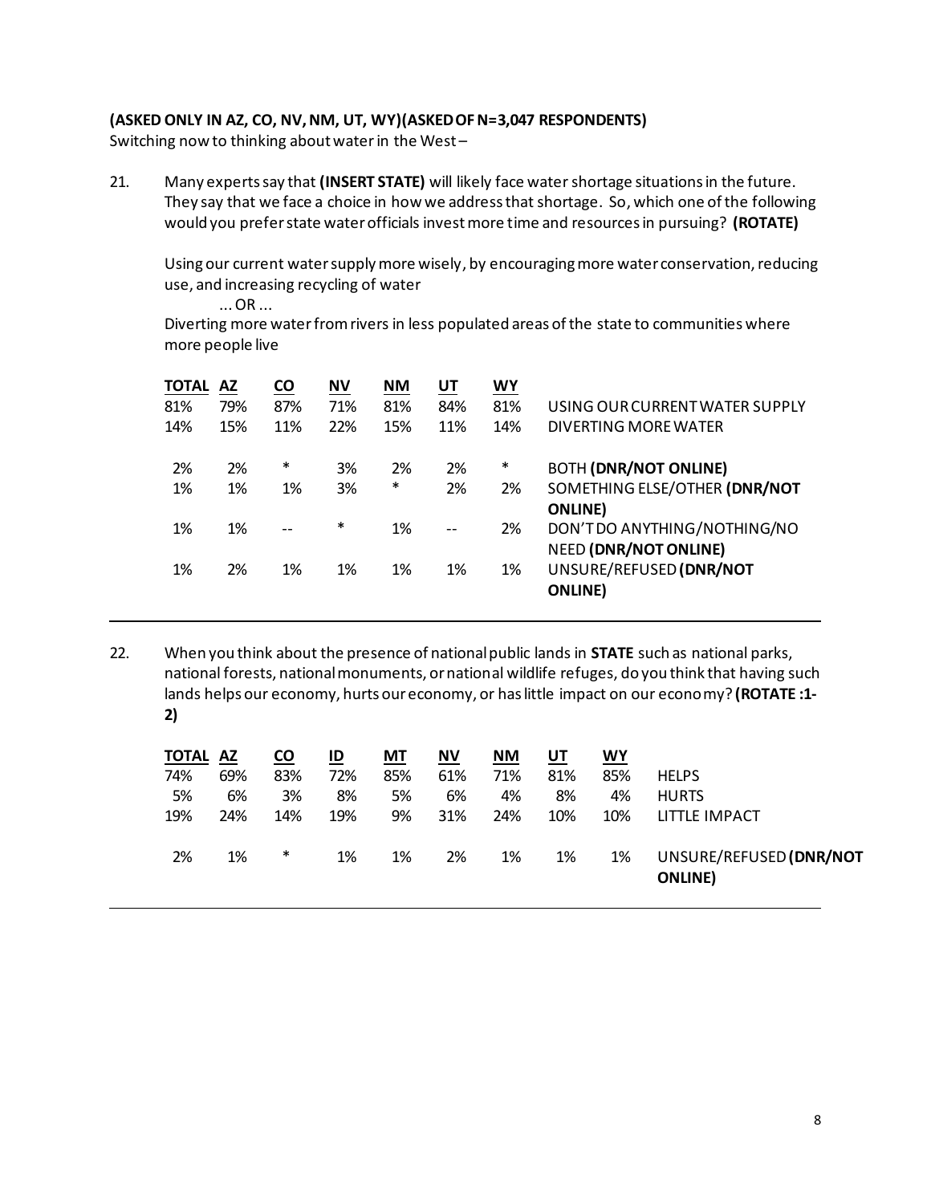**(ASKED ONLY IN AZ, CO, NV, NM, UT, WY)(ASKED OF N=3,047 RESPONDENTS)**

Switching now to thinking about water in the West –

21. Many experts say that **(INSERT STATE)** will likely face water shortage situations in the future. They say that we face a choice in how we address that shortage. So, which one of the following would you prefer state water officials invest more time and resources in pursuing? **(ROTATE)**

    Using our current water supply more wisely, by encouraging more water conservation, reducing use, and increasing recycling of water

    ... OR ...

    Diverting more water from rivers in less populated areas of the state to communities where more people live

| TOTAL | AZ | CO | NV | NM | UT | WY | |
|---|---|---|---|---|---|---|---|
| 81% | 79% | 87% | 71% | 81% | 84% | 81% | USING OUR CURRENT WATER SUPPLY |
| 14% | 15% | 11% | 22% | 15% | 11% | 14% | DIVERTING MORE WATER |
| 2% | 2% | * | 3% | 2% | 2% | * | BOTH **(DNR/NOT ONLINE)** |
| 1% | 1% | 1% | 3% | * | 2% | 2% | SOMETHING ELSE/OTHER **(DNR/NOT ONLINE)** |
| 1% | 1% | -- | * | 1% | -- | 2% | DON'T DO ANYTHING/NOTHING/NO NEED **(DNR/NOT ONLINE)** |
| 1% | 2% | 1% | 1% | 1% | 1% | 1% | UNSURE/REFUSED **(DNR/NOT ONLINE)** |

22. When you think about the presence of national public lands in **STATE** such as national parks, national forests, national monuments, or national wildlife refuges, do you think that having such lands helps our economy, hurts our economy, or has little impact on our economy? **(ROTATE :1-2)**

| TOTAL | AZ | CO | ID | MT | NV | NM | UT | WY | |
|---|---|---|---|---|---|---|---|---|---|
| 74% | 69% | 83% | 72% | 85% | 61% | 71% | 81% | 85% | HELPS |
| 5% | 6% | 3% | 8% | 5% | 6% | 4% | 8% | 4% | HURTS |
| 19% | 24% | 14% | 19% | 9% | 31% | 24% | 10% | 10% | LITTLE IMPACT |
| 2% | 1% | * | 1% | 1% | 2% | 1% | 1% | 1% | UNSURE/REFUSED **(DNR/NOT ONLINE)** |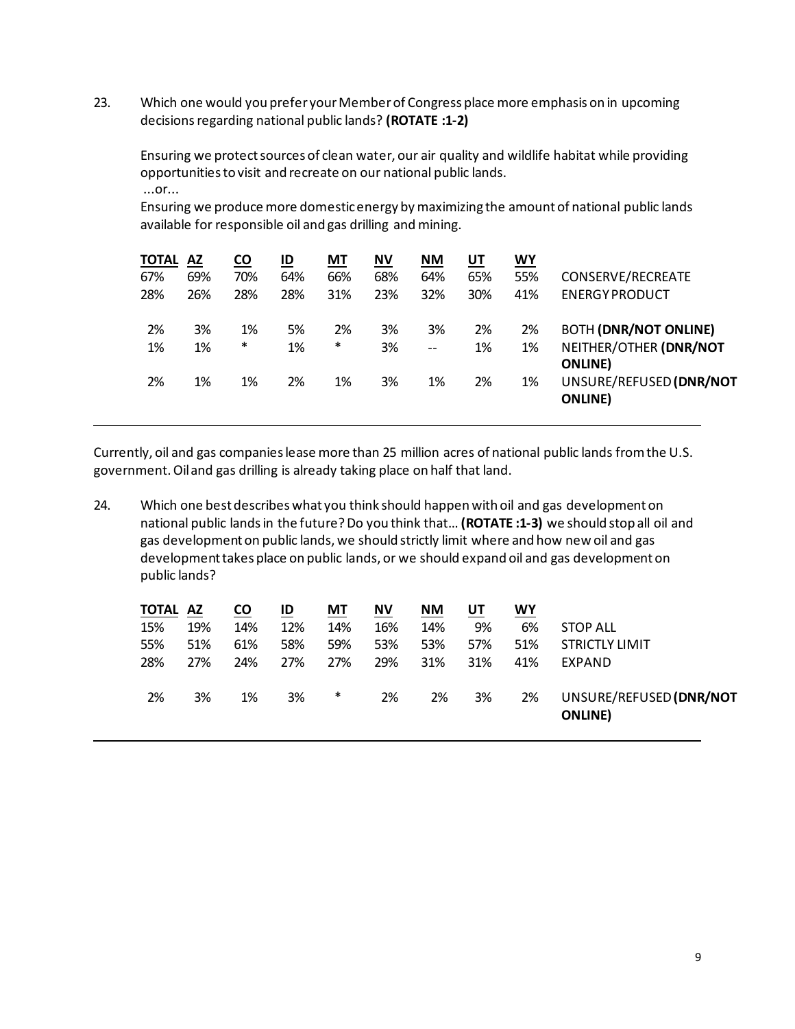23. Which one would you prefer your Member of Congress place more emphasis on in upcoming decisions regarding national public lands? **(ROTATE :1-2)**

    Ensuring we protect sources of clean water, our air quality and wildlife habitat while providing opportunities to visit and recreate on our national public lands.
    ...or...
    Ensuring we produce more domestic energy by maximizing the amount of national public lands available for responsible oil and gas drilling and mining.

| TOTAL | AZ | CO | ID | MT | NV | NM | UT | WY | |
|---|---|---|---|---|---|---|---|---|---|
| 67% | 69% | 70% | 64% | 66% | 68% | 64% | 65% | 55% | CONSERVE/RECREATE |
| 28% | 26% | 28% | 28% | 31% | 23% | 32% | 30% | 41% | ENERGY PRODUCT |
| 2% | 3% | 1% | 5% | 2% | 3% | 3% | 2% | 2% | BOTH **(DNR/NOT ONLINE)** |
| 1% | 1% | * | 1% | * | 3% | -- | 1% | 1% | NEITHER/OTHER **(DNR/NOT ONLINE)** |
| 2% | 1% | 1% | 2% | 1% | 3% | 1% | 2% | 1% | UNSURE/REFUSED **(DNR/NOT ONLINE)** |

Currently, oil and gas companies lease more than 25 million acres of national public lands from the U.S. government. Oil and gas drilling is already taking place on half that land.

24. Which one best describes what you think should happen with oil and gas development on national public lands in the future? Do you think that... **(ROTATE :1-3)** we should stop all oil and gas development on public lands, we should strictly limit where and how new oil and gas development takes place on public lands, or we should expand oil and gas development on public lands?

| TOTAL | AZ | CO | ID | MT | NV | NM | UT | WY | |
|---|---|---|---|---|---|---|---|---|---|
| 15% | 19% | 14% | 12% | 14% | 16% | 14% | 9% | 6% | STOP ALL |
| 55% | 51% | 61% | 58% | 59% | 53% | 53% | 57% | 51% | STRICTLY LIMIT |
| 28% | 27% | 24% | 27% | 27% | 29% | 31% | 31% | 41% | EXPAND |
| 2% | 3% | 1% | 3% | * | 2% | 2% | 3% | 2% | UNSURE/REFUSED **(DNR/NOT ONLINE)** |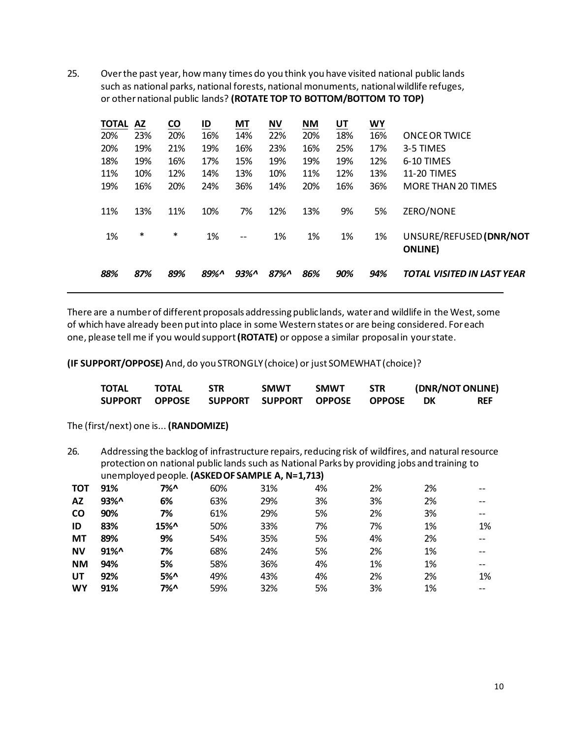25. Over the past year, how many times do you think you have visited national public lands such as national parks, national forests, national monuments, national wildlife refuges, or other national public lands? **(ROTATE TOP TO BOTTOM/BOTTOM TO TOP)**

| TOTAL | AZ | CO | ID | MT | NV | NM | UT | WY | |
|---|---|---|---|---|---|---|---|---|---|
| 20% | 23% | 20% | 16% | 14% | 22% | 20% | 18% | 16% | ONCE OR TWICE |
| 20% | 19% | 21% | 19% | 16% | 23% | 16% | 25% | 17% | 3-5 TIMES |
| 18% | 19% | 16% | 17% | 15% | 19% | 19% | 19% | 12% | 6-10 TIMES |
| 11% | 10% | 12% | 14% | 13% | 10% | 11% | 12% | 13% | 11-20 TIMES |
| 19% | 16% | 20% | 24% | 36% | 14% | 20% | 16% | 36% | MORE THAN 20 TIMES |
| 11% | 13% | 11% | 10% | 7% | 12% | 13% | 9% | 5% | ZERO/NONE |
| 1% | * | * | 1% | -- | 1% | 1% | 1% | 1% | UNSURE/REFUSED **(DNR/NOT ONLINE)** |
| *88%* | *87%* | *89%* | *89%^* | *93%^* | *87%^* | *86%* | *90%* | *94%* | ***TOTAL VISITED IN LAST YEAR*** |

There are a number of different proposals addressing public lands, water and wildlife in the West, some of which have already been put into place in some Western states or are being considered. For each one, please tell me if you would support **(ROTATE)** or oppose a similar proposal in your state.

**(IF SUPPORT/OPPOSE)** And, do you STRONGLY (choice) or just SOMEWHAT (choice)?

The (first/next) one is... **(RANDOMIZE)**

26. Addressing the backlog of infrastructure repairs, reducing risk of wildfires, and natural resource protection on national public lands such as National Parks by providing jobs and training to unemployed people. **(ASKED OF SAMPLE A, N=1,713)**

| | TOTAL SUPPORT | TOTAL OPPOSE | STR SUPPORT | SMWT SUPPORT | SMWT OPPOSE | STR OPPOSE | (DNR/NOT ONLINE) DK | REF |
|---|---|---|---|---|---|---|---|---|
| **TOT** | **91%** | **7%^** | 60% | 31% | 4% | 2% | 2% | -- |
| **AZ** | **93%^** | **6%** | 63% | 29% | 3% | 3% | 2% | -- |
| **CO** | **90%** | **7%** | 61% | 29% | 5% | 2% | 3% | -- |
| **ID** | **83%** | **15%^** | 50% | 33% | 7% | 7% | 1% | 1% |
| **MT** | **89%** | **9%** | 54% | 35% | 5% | 4% | 2% | -- |
| **NV** | **91%^** | **7%** | 68% | 24% | 5% | 2% | 1% | -- |
| **NM** | **94%** | **5%** | 58% | 36% | 4% | 1% | 1% | -- |
| **UT** | **92%** | **5%^** | 49% | 43% | 4% | 2% | 2% | 1% |
| **WY** | **91%** | **7%^** | 59% | 32% | 5% | 3% | 1% | -- |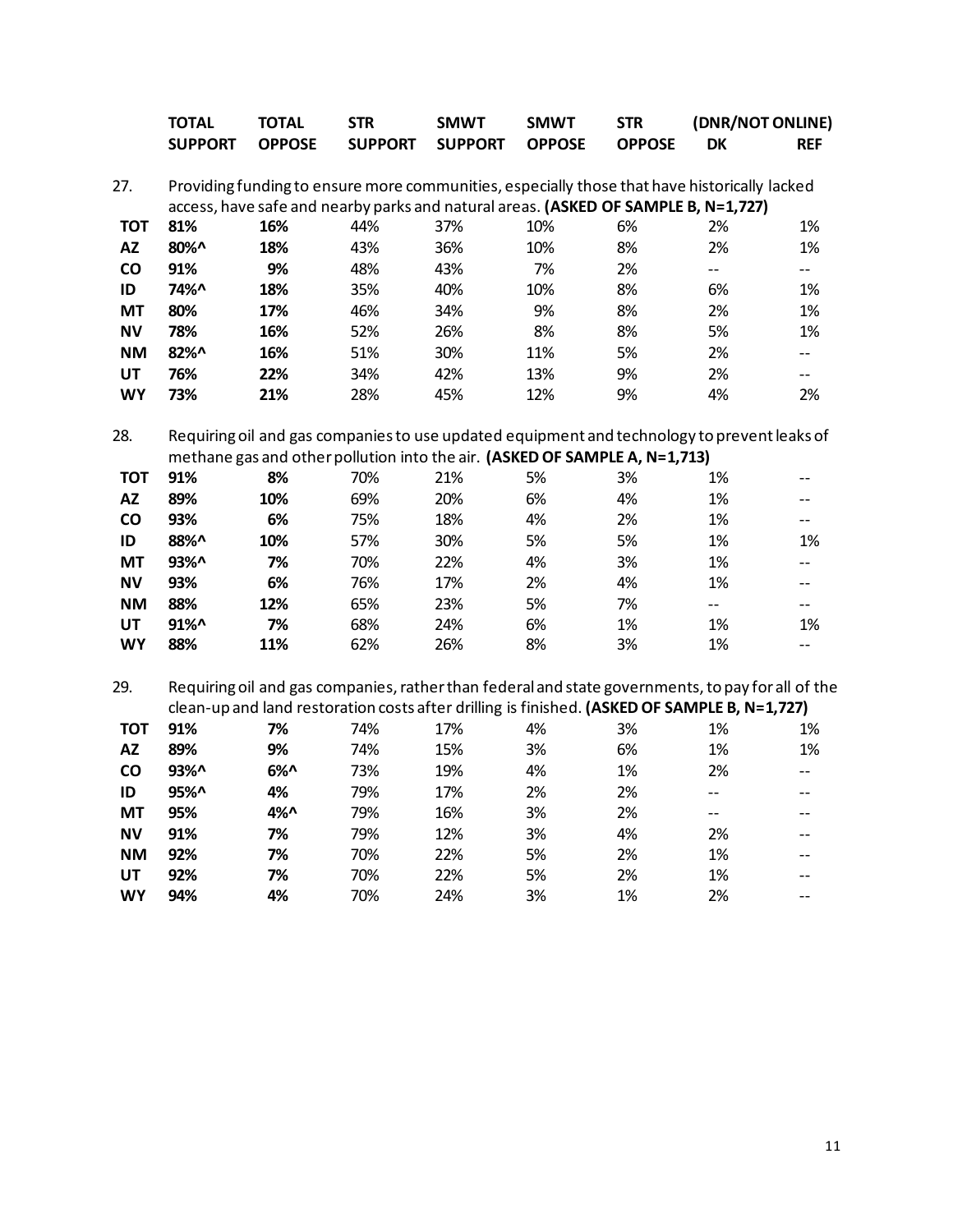| | TOTAL SUPPORT | TOTAL OPPOSE | STR SUPPORT | SMWT SUPPORT | SMWT OPPOSE | STR OPPOSE | (DNR/NOT ONLINE) DK | REF |
|---|---|---|---|---|---|---|---|---|
| **27.** | Providing funding to ensure more communities, especially those that have historically lacked access, have safe and nearby parks and natural areas. **(ASKED OF SAMPLE B, N=1,727)** | | | | | | | |
| **TOT** | **81%** | **16%** | 44% | 37% | 10% | 6% | 2% | 1% |
| **AZ** | **80%^** | **18%** | 43% | 36% | 10% | 8% | 2% | 1% |
| **CO** | **91%** | **9%** | 48% | 43% | 7% | 2% | -- | -- |
| **ID** | **74%^** | **18%** | 35% | 40% | 10% | 8% | 6% | 1% |
| **MT** | **80%** | **17%** | 46% | 34% | 9% | 8% | 2% | 1% |
| **NV** | **78%** | **16%** | 52% | 26% | 8% | 8% | 5% | 1% |
| **NM** | **82%^** | **16%** | 51% | 30% | 11% | 5% | 2% | -- |
| **UT** | **76%** | **22%** | 34% | 42% | 13% | 9% | 2% | -- |
| **WY** | **73%** | **21%** | 28% | 45% | 12% | 9% | 4% | 2% |
| **28.** | Requiring oil and gas companies to use updated equipment and technology to prevent leaks of methane gas and other pollution into the air. **(ASKED OF SAMPLE A, N=1,713)** | | | | | | | |
| **TOT** | **91%** | **8%** | 70% | 21% | 5% | 3% | 1% | -- |
| **AZ** | **89%** | **10%** | 69% | 20% | 6% | 4% | 1% | -- |
| **CO** | **93%** | **6%** | 75% | 18% | 4% | 2% | 1% | -- |
| **ID** | **88%^** | **10%** | 57% | 30% | 5% | 5% | 1% | 1% |
| **MT** | **93%^** | **7%** | 70% | 22% | 4% | 3% | 1% | -- |
| **NV** | **93%** | **6%** | 76% | 17% | 2% | 4% | 1% | -- |
| **NM** | **88%** | **12%** | 65% | 23% | 5% | 7% | -- | -- |
| **UT** | **91%^** | **7%** | 68% | 24% | 6% | 1% | 1% | 1% |
| **WY** | **88%** | **11%** | 62% | 26% | 8% | 3% | 1% | -- |
| **29.** | Requiring oil and gas companies, rather than federal and state governments, to pay for all of the clean-up and land restoration costs after drilling is finished. **(ASKED OF SAMPLE B, N=1,727)** | | | | | | | |
| **TOT** | **91%** | **7%** | 74% | 17% | 4% | 3% | 1% | 1% |
| **AZ** | **89%** | **9%** | 74% | 15% | 3% | 6% | 1% | 1% |
| **CO** | **93%^** | **6%^** | 73% | 19% | 4% | 1% | 2% | -- |
| **ID** | **95%^** | **4%** | 79% | 17% | 2% | 2% | -- | -- |
| **MT** | **95%** | **4%^** | 79% | 16% | 3% | 2% | -- | -- |
| **NV** | **91%** | **7%** | 79% | 12% | 3% | 4% | 2% | -- |
| **NM** | **92%** | **7%** | 70% | 22% | 5% | 2% | 1% | -- |
| **UT** | **92%** | **7%** | 70% | 22% | 5% | 2% | 1% | -- |
| **WY** | **94%** | **4%** | 70% | 24% | 3% | 1% | 2% | -- |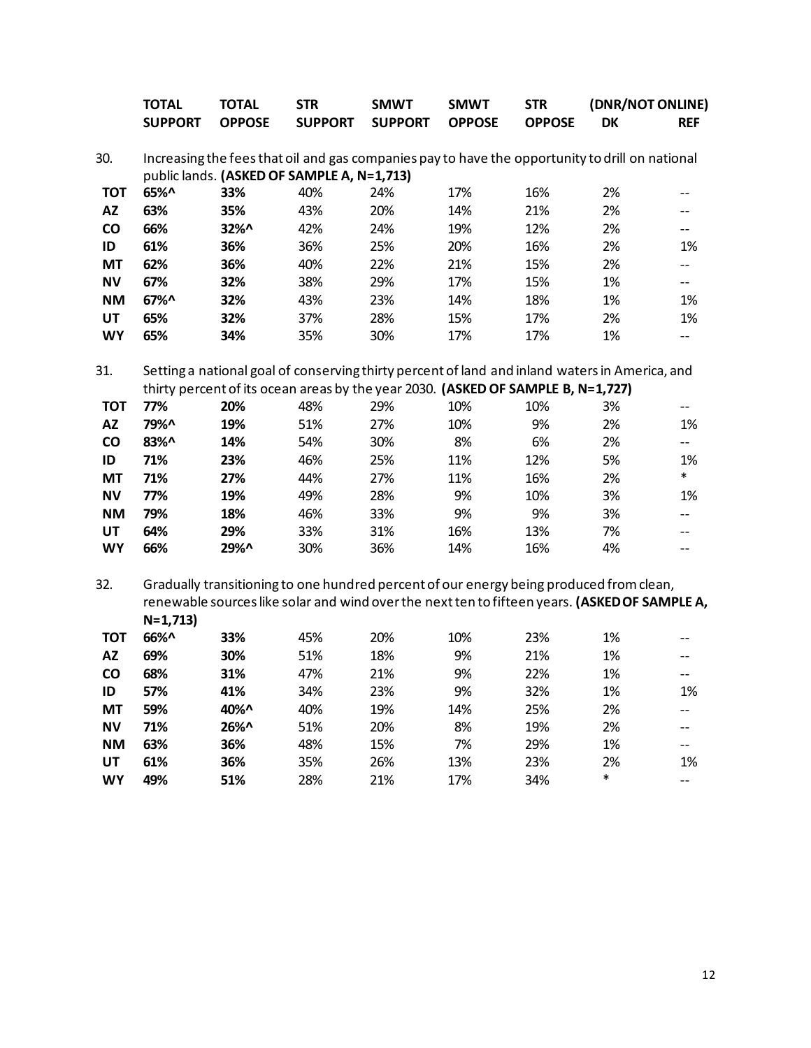| | TOTAL SUPPORT | TOTAL OPPOSE | STR SUPPORT | SMWT SUPPORT | SMWT OPPOSE | STR OPPOSE | (DNR/NOT ONLINE) DK | REF |
|---|---|---|---|---|---|---|---|---|
| **30.** | Increasing the fees that oil and gas companies pay to have the opportunity to drill on national public lands. **(ASKED OF SAMPLE A, N=1,713)** | | | | | | | |
| **TOT** | **65%^** | **33%** | 40% | 24% | 17% | 16% | 2% | -- |
| **AZ** | **63%** | **35%** | 43% | 20% | 14% | 21% | 2% | -- |
| **CO** | **66%** | **32%^** | 42% | 24% | 19% | 12% | 2% | -- |
| **ID** | **61%** | **36%** | 36% | 25% | 20% | 16% | 2% | 1% |
| **MT** | **62%** | **36%** | 40% | 22% | 21% | 15% | 2% | -- |
| **NV** | **67%** | **32%** | 38% | 29% | 17% | 15% | 1% | -- |
| **NM** | **67%^** | **32%** | 43% | 23% | 14% | 18% | 1% | 1% |
| **UT** | **65%** | **32%** | 37% | 28% | 15% | 17% | 2% | 1% |
| **WY** | **65%** | **34%** | 35% | 30% | 17% | 17% | 1% | -- |
| **31.** | Setting a national goal of conserving thirty percent of land and inland waters in America, and thirty percent of its ocean areas by the year 2030. **(ASKED OF SAMPLE B, N=1,727)** | | | | | | | |
| **TOT** | **77%** | **20%** | 48% | 29% | 10% | 10% | 3% | -- |
| **AZ** | **79%^** | **19%** | 51% | 27% | 10% | 9% | 2% | 1% |
| **CO** | **83%^** | **14%** | 54% | 30% | 8% | 6% | 2% | -- |
| **ID** | **71%** | **23%** | 46% | 25% | 11% | 12% | 5% | 1% |
| **MT** | **71%** | **27%** | 44% | 27% | 11% | 16% | 2% | * |
| **NV** | **77%** | **19%** | 49% | 28% | 9% | 10% | 3% | 1% |
| **NM** | **79%** | **18%** | 46% | 33% | 9% | 9% | 3% | -- |
| **UT** | **64%** | **29%** | 33% | 31% | 16% | 13% | 7% | -- |
| **WY** | **66%** | **29%^** | 30% | 36% | 14% | 16% | 4% | -- |
| **32.** | Gradually transitioning to one hundred percent of our energy being produced from clean, renewable sources like solar and wind over the next ten to fifteen years. **(ASKED OF SAMPLE A, N=1,713)** | | | | | | | |
| **TOT** | **66%^** | **33%** | 45% | 20% | 10% | 23% | 1% | -- |
| **AZ** | **69%** | **30%** | 51% | 18% | 9% | 21% | 1% | -- |
| **CO** | **68%** | **31%** | 47% | 21% | 9% | 22% | 1% | -- |
| **ID** | **57%** | **41%** | 34% | 23% | 9% | 32% | 1% | 1% |
| **MT** | **59%** | **40%^** | 40% | 19% | 14% | 25% | 2% | -- |
| **NV** | **71%** | **26%^** | 51% | 20% | 8% | 19% | 2% | -- |
| **NM** | **63%** | **36%** | 48% | 15% | 7% | 29% | 1% | -- |
| **UT** | **61%** | **36%** | 35% | 26% | 13% | 23% | 2% | 1% |
| **WY** | **49%** | **51%** | 28% | 21% | 17% | 34% | * | -- |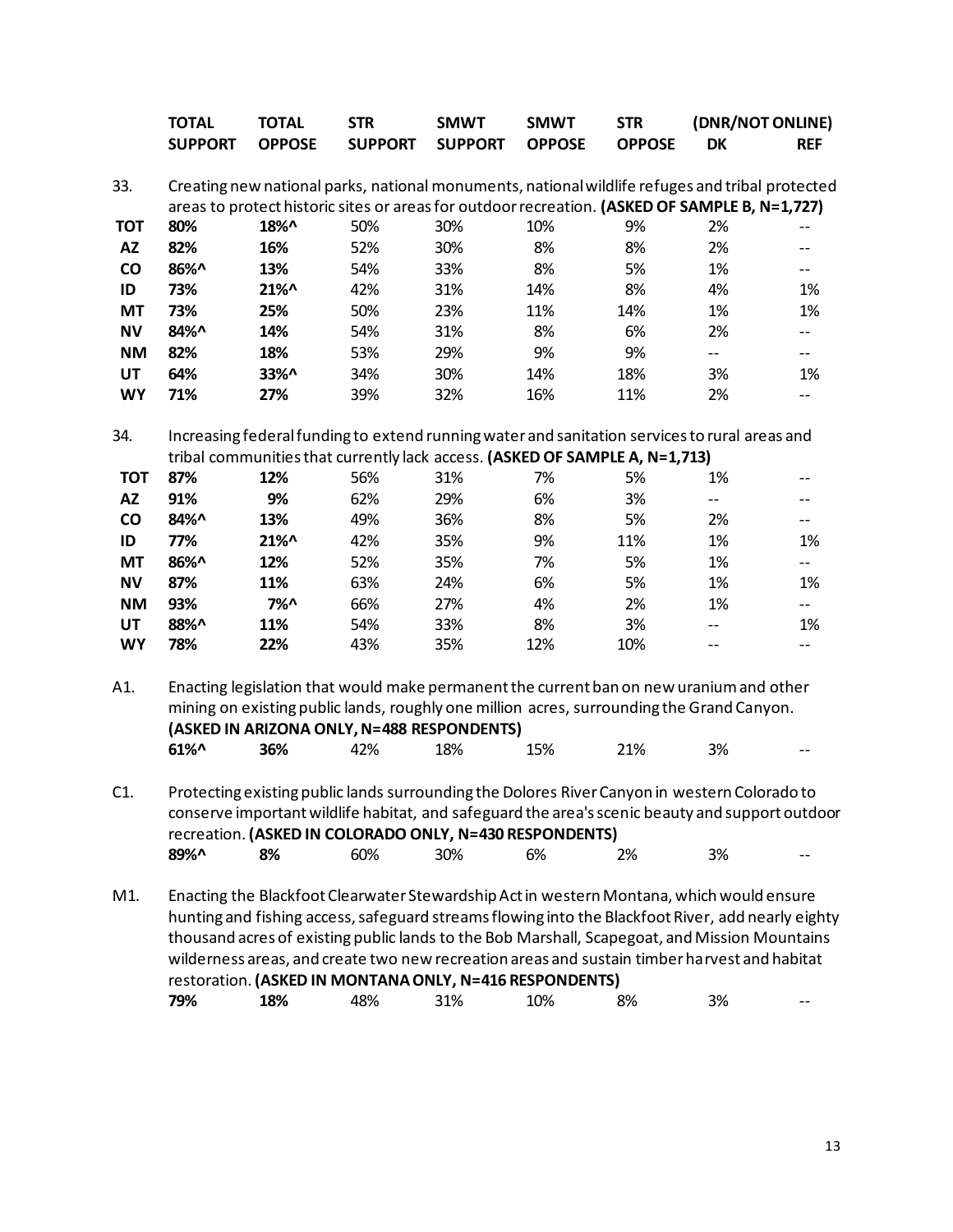| | TOTAL SUPPORT | TOTAL OPPOSE | STR SUPPORT | SMWT SUPPORT | SMWT OPPOSE | STR OPPOSE | (DNR/NOT ONLINE) DK | REF |
|---|---|---|---|---|---|---|---|---|
| **33.** | Creating new national parks, national monuments, national wildlife refuges and tribal protected areas to protect historic sites or areas for outdoor recreation. **(ASKED OF SAMPLE B, N=1,727)** | | | | | | | |
| **TOT** | **80%** | **18%^** | 50% | 30% | 10% | 9% | 2% | -- |
| **AZ** | **82%** | **16%** | 52% | 30% | 8% | 8% | 2% | -- |
| **CO** | **86%^** | **13%** | 54% | 33% | 8% | 5% | 1% | -- |
| **ID** | **73%** | **21%^** | 42% | 31% | 14% | 8% | 4% | 1% |
| **MT** | **73%** | **25%** | 50% | 23% | 11% | 14% | 1% | 1% |
| **NV** | **84%^** | **14%** | 54% | 31% | 8% | 6% | 2% | -- |
| **NM** | **82%** | **18%** | 53% | 29% | 9% | 9% | -- | -- |
| **UT** | **64%** | **33%^** | 34% | 30% | 14% | 18% | 3% | 1% |
| **WY** | **71%** | **27%** | 39% | 32% | 16% | 11% | 2% | -- |
| **34.** | Increasing federal funding to extend running water and sanitation services to rural areas and tribal communities that currently lack access. **(ASKED OF SAMPLE A, N=1,713)** | | | | | | | |
| **TOT** | **87%** | **12%** | 56% | 31% | 7% | 5% | 1% | -- |
| **AZ** | **91%** | **9%** | 62% | 29% | 6% | 3% | -- | -- |
| **CO** | **84%^** | **13%** | 49% | 36% | 8% | 5% | 2% | -- |
| **ID** | **77%** | **21%^** | 42% | 35% | 9% | 11% | 1% | 1% |
| **MT** | **86%^** | **12%** | 52% | 35% | 7% | 5% | 1% | -- |
| **NV** | **87%** | **11%** | 63% | 24% | 6% | 5% | 1% | 1% |
| **NM** | **93%** | **7%^** | 66% | 27% | 4% | 2% | 1% | -- |
| **UT** | **88%^** | **11%** | 54% | 33% | 8% | 3% | -- | 1% |
| **WY** | **78%** | **22%** | 43% | 35% | 12% | 10% | -- | -- |
| **A1.** | Enacting legislation that would make permanent the current ban on new uranium and other mining on existing public lands, roughly one million acres, surrounding the Grand Canyon. **(ASKED IN ARIZONA ONLY, N=488 RESPONDENTS)** | | | | | | | |
| | **61%^** | **36%** | 42% | 18% | 15% | 21% | 3% | -- |
| **C1.** | Protecting existing public lands surrounding the Dolores River Canyon in western Colorado to conserve important wildlife habitat, and safeguard the area's scenic beauty and support outdoor recreation. **(ASKED IN COLORADO ONLY, N=430 RESPONDENTS)** | | | | | | | |
| | **89%^** | **8%** | 60% | 30% | 6% | 2% | 3% | -- |
| **M1.** | Enacting the Blackfoot Clearwater Stewardship Act in western Montana, which would ensure hunting and fishing access, safeguard streams flowing into the Blackfoot River, add nearly eighty thousand acres of existing public lands to the Bob Marshall, Scapegoat, and Mission Mountains wilderness areas, and create two new recreation areas and sustain timber harvest and habitat restoration. **(ASKED IN MONTANA ONLY, N=416 RESPONDENTS)** | | | | | | | |
| | **79%** | **18%** | 48% | 31% | 10% | 8% | 3% | -- |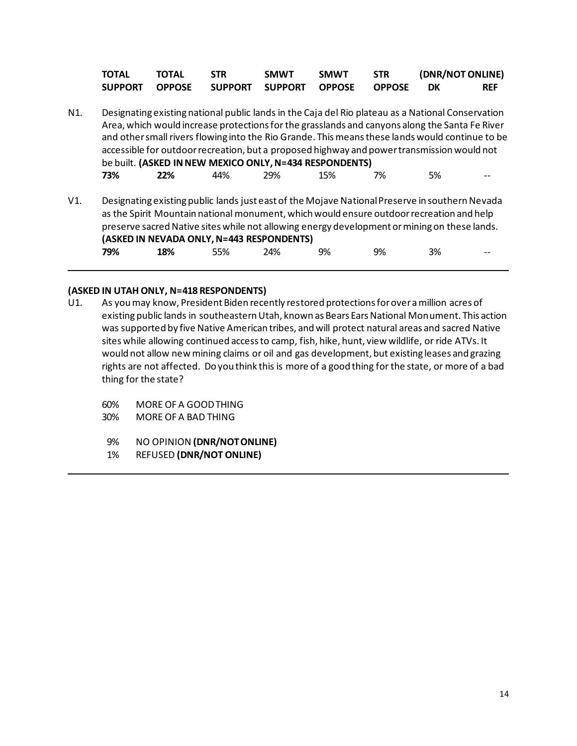| | TOTAL SUPPORT | TOTAL OPPOSE | STR SUPPORT | SMWT SUPPORT | SMWT OPPOSE | STR OPPOSE | (DNR/NOT ONLINE) DK | REF |
|---|---|---|---|---|---|---|---|---|
| N1. Designating existing national public lands in the Caja del Rio plateau as a National Conservation Area, which would increase protections for the grasslands and canyons along the Santa Fe River and other small rivers flowing into the Rio Grande. This means these lands would continue to be accessible for outdoor recreation, but a proposed highway and power transmission would not be built. **(ASKED IN NEW MEXICO ONLY, N=434 RESPONDENTS)** | **73%** | **22%** | 44% | 29% | 15% | 7% | 5% | -- |
| V1. Designating existing public lands just east of the Mojave National Preserve in southern Nevada as the Spirit Mountain national monument, which would ensure outdoor recreation and help preserve sacred Native sites while not allowing energy development or mining on these lands. **(ASKED IN NEVADA ONLY, N=443 RESPONDENTS)** | **79%** | **18%** | 55% | 24% | 9% | 9% | 3% | -- |

**(ASKED IN UTAH ONLY, N=418 RESPONDENTS)**

U1. As you may know, President Biden recently restored protections for over a million acres of existing public lands in southeastern Utah, known as Bears Ears National Monument. This action was supported by five Native American tribes, and will protect natural areas and sacred Native sites while allowing continued access to camp, fish, hike, hunt, view wildlife, or ride ATVs. It would not allow new mining claims or oil and gas development, but existing leases and grazing rights are not affected. Do you think this is more of a good thing for the state, or more of a bad thing for the state?

- 60% MORE OF A GOOD THING
- 30% MORE OF A BAD THING

- 9% NO OPINION **(DNR/NOT ONLINE)**
- 1% REFUSED **(DNR/NOT ONLINE)**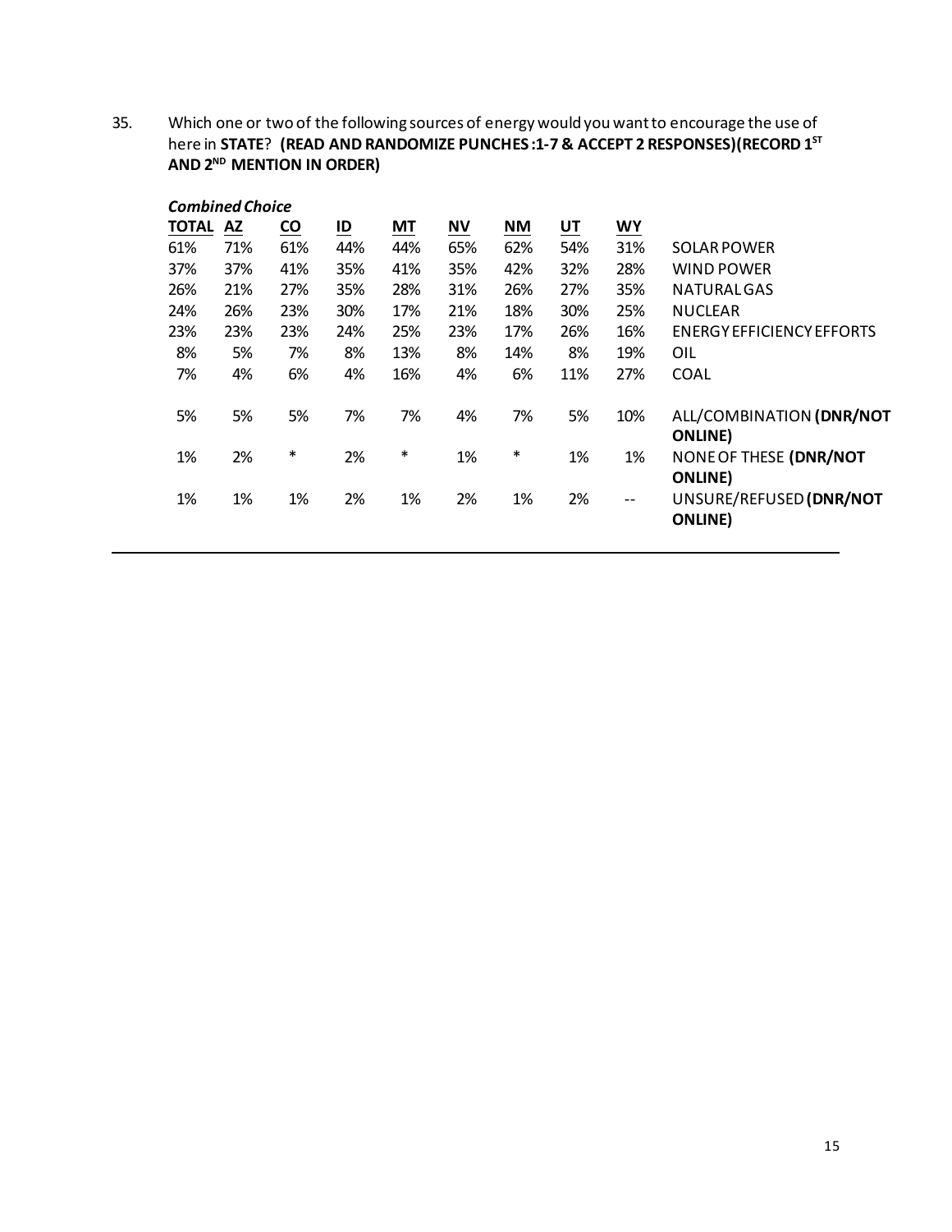35. Which one or two of the following sources of energy would you want to encourage the use of here in **STATE**? **(READ AND RANDOMIZE PUNCHES:1-7 & ACCEPT 2 RESPONSES)(RECORD 1ST AND 2ND MENTION IN ORDER)**

***Combined Choice***

| TOTAL | AZ | CO | ID | MT | NV | NM | UT | WY | |
|---|---|---|---|---|---|---|---|---|---|
| 61% | 71% | 61% | 44% | 44% | 65% | 62% | 54% | 31% | SOLAR POWER |
| 37% | 37% | 41% | 35% | 41% | 35% | 42% | 32% | 28% | WIND POWER |
| 26% | 21% | 27% | 35% | 28% | 31% | 26% | 27% | 35% | NATURAL GAS |
| 24% | 26% | 23% | 30% | 17% | 21% | 18% | 30% | 25% | NUCLEAR |
| 23% | 23% | 23% | 24% | 25% | 23% | 17% | 26% | 16% | ENERGY EFFICIENCY EFFORTS |
| 8% | 5% | 7% | 8% | 13% | 8% | 14% | 8% | 19% | OIL |
| 7% | 4% | 6% | 4% | 16% | 4% | 6% | 11% | 27% | COAL |
| 5% | 5% | 5% | 7% | 7% | 4% | 7% | 5% | 10% | ALL/COMBINATION **(DNR/NOT ONLINE)** |
| 1% | 2% | * | 2% | * | 1% | * | 1% | 1% | NONE OF THESE **(DNR/NOT ONLINE)** |
| 1% | 1% | 1% | 2% | 1% | 2% | 1% | 2% | -- | UNSURE/REFUSED **(DNR/NOT ONLINE)** |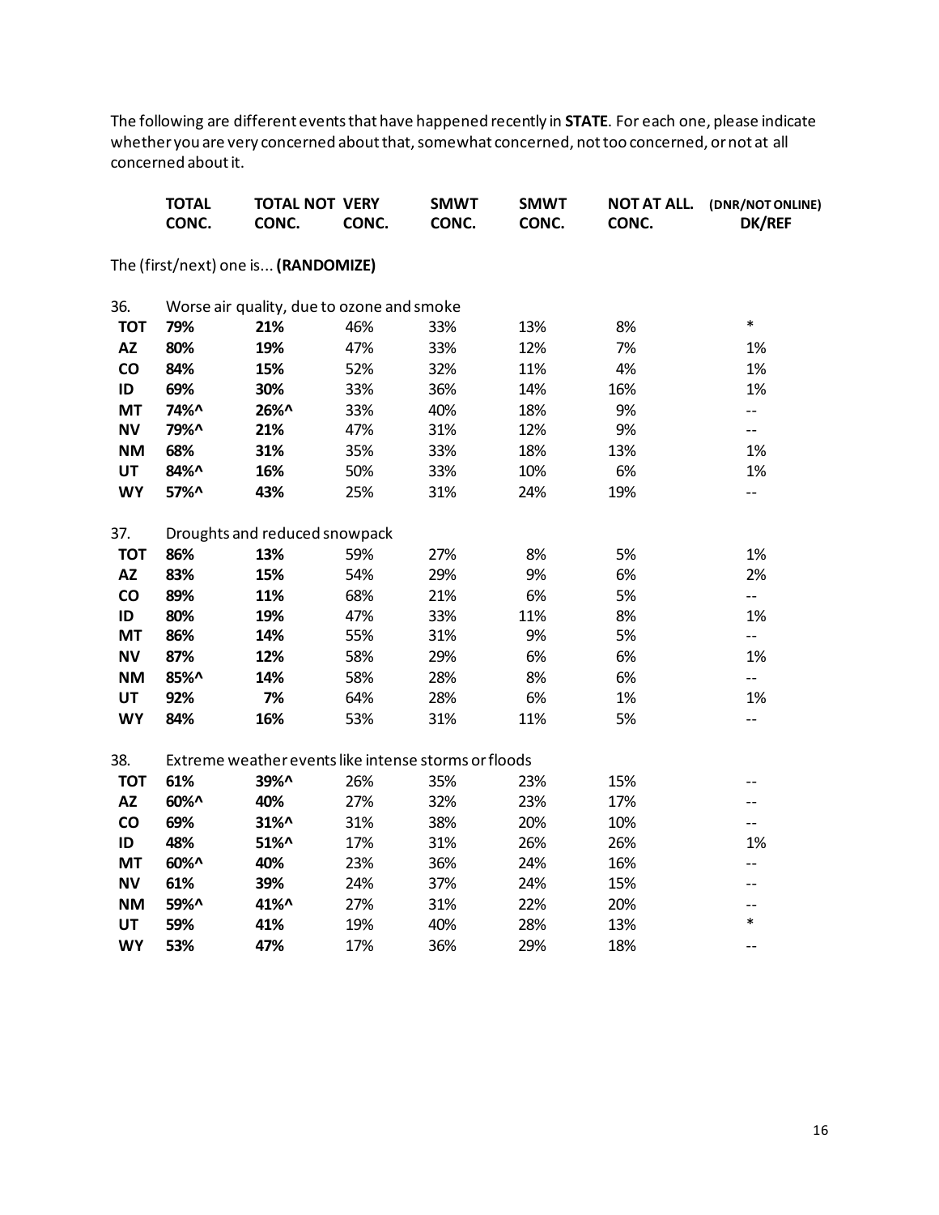The following are different events that have happened recently in **STATE**. For each one, please indicate whether you are very concerned about that, somewhat concerned, not too concerned, or not at all concerned about it.

| | **TOTAL CONC.** | **TOTAL NOT CONC.** | **VERY CONC.** | **SMWT CONC.** | **SMWT CONC.** | **NOT AT ALL. CONC.** | **(DNR/NOT ONLINE) DK/REF** |
|---|---|---|---|---|---|---|---|

The (first/next) one is... **(RANDOMIZE)**

36. Worse air quality, due to ozone and smoke

| | **TOTAL CONC.** | **TOTAL NOT CONC.** | **VERY CONC.** | **SMWT CONC.** | **SMWT CONC.** | **NOT AT ALL. CONC.** | **(DNR/NOT ONLINE) DK/REF** |
|---|---|---|---|---|---|---|---|
| **TOT** | **79%** | **21%** | 46% | 33% | 13% | 8% | * |
| **AZ** | **80%** | **19%** | 47% | 33% | 12% | 7% | 1% |
| **CO** | **84%** | **15%** | 52% | 32% | 11% | 4% | 1% |
| **ID** | **69%** | **30%** | 33% | 36% | 14% | 16% | 1% |
| **MT** | **74%^** | **26%^** | 33% | 40% | 18% | 9% | -- |
| **NV** | **79%^** | **21%** | 47% | 31% | 12% | 9% | -- |
| **NM** | **68%** | **31%** | 35% | 33% | 18% | 13% | 1% |
| **UT** | **84%^** | **16%** | 50% | 33% | 10% | 6% | 1% |
| **WY** | **57%^** | **43%** | 25% | 31% | 24% | 19% | -- |

37. Droughts and reduced snowpack

| | **TOTAL CONC.** | **TOTAL NOT CONC.** | **VERY CONC.** | **SMWT CONC.** | **SMWT CONC.** | **NOT AT ALL. CONC.** | **(DNR/NOT ONLINE) DK/REF** |
|---|---|---|---|---|---|---|---|
| **TOT** | **86%** | **13%** | 59% | 27% | 8% | 5% | 1% |
| **AZ** | **83%** | **15%** | 54% | 29% | 9% | 6% | 2% |
| **CO** | **89%** | **11%** | 68% | 21% | 6% | 5% | -- |
| **ID** | **80%** | **19%** | 47% | 33% | 11% | 8% | 1% |
| **MT** | **86%** | **14%** | 55% | 31% | 9% | 5% | -- |
| **NV** | **87%** | **12%** | 58% | 29% | 6% | 6% | 1% |
| **NM** | **85%^** | **14%** | 58% | 28% | 8% | 6% | -- |
| **UT** | **92%** | **7%** | 64% | 28% | 6% | 1% | 1% |
| **WY** | **84%** | **16%** | 53% | 31% | 11% | 5% | -- |

38. Extreme weather events like intense storms or floods

| | **TOTAL CONC.** | **TOTAL NOT CONC.** | **VERY CONC.** | **SMWT CONC.** | **SMWT CONC.** | **NOT AT ALL. CONC.** | **(DNR/NOT ONLINE) DK/REF** |
|---|---|---|---|---|---|---|---|
| **TOT** | **61%** | **39%^** | 26% | 35% | 23% | 15% | -- |
| **AZ** | **60%^** | **40%** | 27% | 32% | 23% | 17% | -- |
| **CO** | **69%** | **31%^** | 31% | 38% | 20% | 10% | -- |
| **ID** | **48%** | **51%^** | 17% | 31% | 26% | 26% | 1% |
| **MT** | **60%^** | **40%** | 23% | 36% | 24% | 16% | -- |
| **NV** | **61%** | **39%** | 24% | 37% | 24% | 15% | -- |
| **NM** | **59%^** | **41%^** | 27% | 31% | 22% | 20% | -- |
| **UT** | **59%** | **41%** | 19% | 40% | 28% | 13% | * |
| **WY** | **53%** | **47%** | 17% | 36% | 29% | 18% | -- |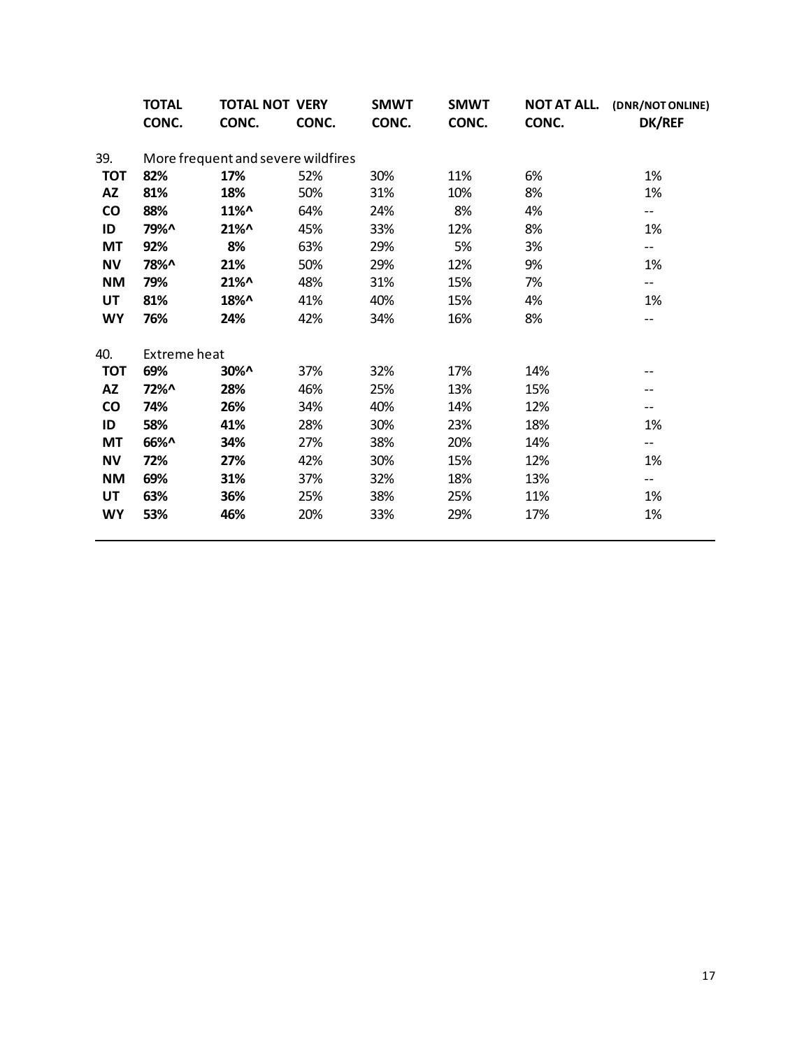| | TOTAL CONC. | TOTAL NOT CONC. | VERY CONC. | SMWT CONC. | SMWT CONC. | NOT AT ALL. CONC. | (DNR/NOT ONLINE) DK/REF |
|---|---|---|---|---|---|---|---|
| 39. | More frequent and severe wildfires | | | | | | |
| **TOT** | **82%** | **17%** | 52% | 30% | 11% | 6% | 1% |
| **AZ** | **81%** | **18%** | 50% | 31% | 10% | 8% | 1% |
| **CO** | **88%** | **11%^** | 64% | 24% | 8% | 4% | -- |
| **ID** | **79%^** | **21%^** | 45% | 33% | 12% | 8% | 1% |
| **MT** | **92%** | **8%** | 63% | 29% | 5% | 3% | -- |
| **NV** | **78%^** | **21%** | 50% | 29% | 12% | 9% | 1% |
| **NM** | **79%** | **21%^** | 48% | 31% | 15% | 7% | -- |
| **UT** | **81%** | **18%^** | 41% | 40% | 15% | 4% | 1% |
| **WY** | **76%** | **24%** | 42% | 34% | 16% | 8% | -- |
| 40. | Extreme heat | | | | | | |
| **TOT** | **69%** | **30%^** | 37% | 32% | 17% | 14% | -- |
| **AZ** | **72%^** | **28%** | 46% | 25% | 13% | 15% | -- |
| **CO** | **74%** | **26%** | 34% | 40% | 14% | 12% | -- |
| **ID** | **58%** | **41%** | 28% | 30% | 23% | 18% | 1% |
| **MT** | **66%^** | **34%** | 27% | 38% | 20% | 14% | -- |
| **NV** | **72%** | **27%** | 42% | 30% | 15% | 12% | 1% |
| **NM** | **69%** | **31%** | 37% | 32% | 18% | 13% | -- |
| **UT** | **63%** | **36%** | 25% | 38% | 25% | 11% | 1% |
| **WY** | **53%** | **46%** | 20% | 33% | 29% | 17% | 1% |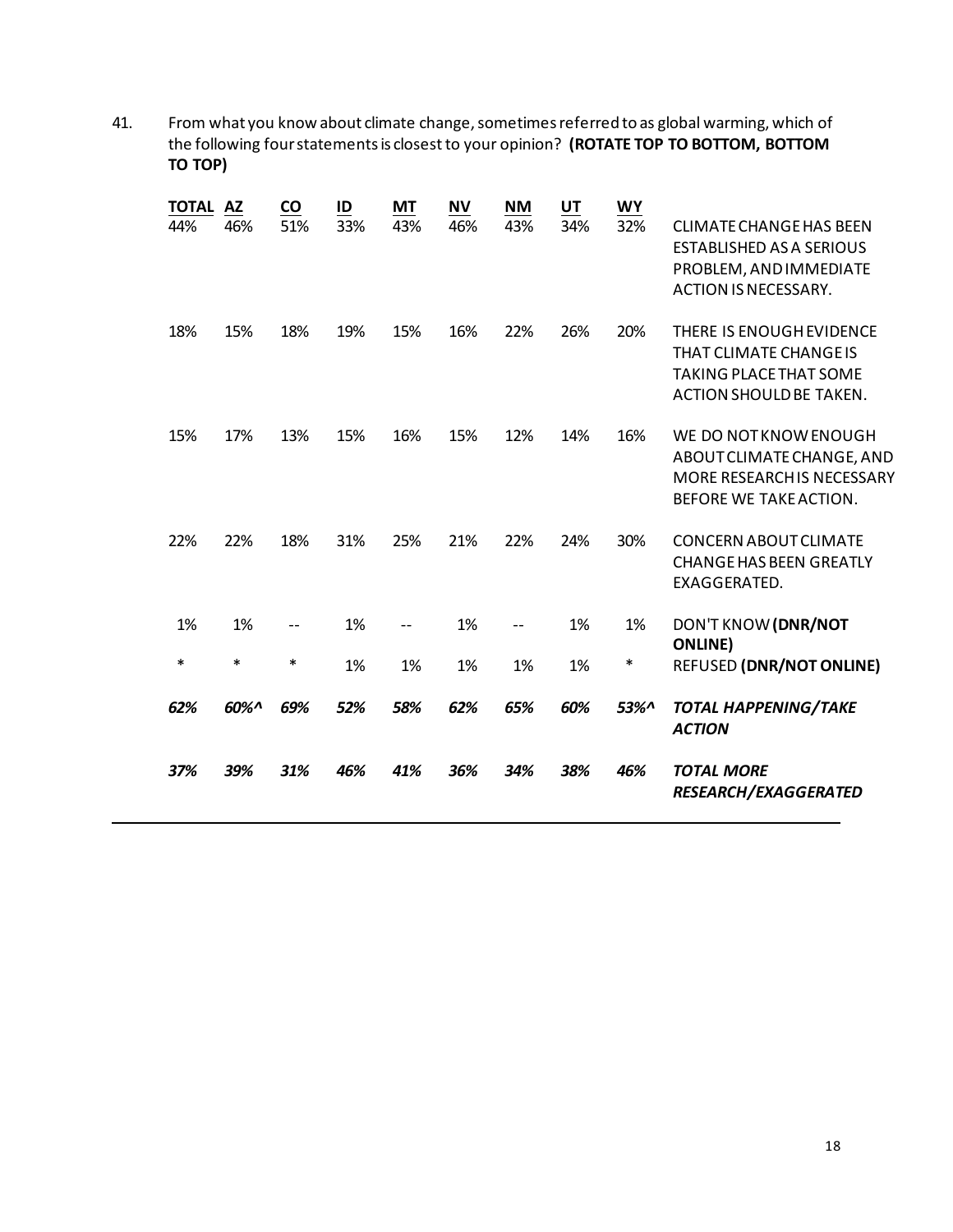41. From what you know about climate change, sometimes referred to as global warming, which of the following four statements is closest to your opinion? **(ROTATE TOP TO BOTTOM, BOTTOM TO TOP)**

| TOTAL | AZ | CO | ID | MT | NV | NM | UT | WY | |
|---|---|---|---|---|---|---|---|---|---|
| 44% | 46% | 51% | 33% | 43% | 46% | 43% | 34% | 32% | CLIMATE CHANGE HAS BEEN ESTABLISHED AS A SERIOUS PROBLEM, AND IMMEDIATE ACTION IS NECESSARY. |
| 18% | 15% | 18% | 19% | 15% | 16% | 22% | 26% | 20% | THERE IS ENOUGH EVIDENCE THAT CLIMATE CHANGE IS TAKING PLACE THAT SOME ACTION SHOULD BE TAKEN. |
| 15% | 17% | 13% | 15% | 16% | 15% | 12% | 14% | 16% | WE DO NOT KNOW ENOUGH ABOUT CLIMATE CHANGE, AND MORE RESEARCH IS NECESSARY BEFORE WE TAKE ACTION. |
| 22% | 22% | 18% | 31% | 25% | 21% | 22% | 24% | 30% | CONCERN ABOUT CLIMATE CHANGE HAS BEEN GREATLY EXAGGERATED. |
| 1% | 1% | -- | 1% | -- | 1% | -- | 1% | 1% | DON'T KNOW **(DNR/NOT ONLINE)** |
| * | * | * | 1% | 1% | 1% | 1% | 1% | * | REFUSED **(DNR/NOT ONLINE)** |
| ***62%*** | ***60%^*** | ***69%*** | ***52%*** | ***58%*** | ***62%*** | ***65%*** | ***60%*** | ***53%^*** | ***TOTAL HAPPENING/TAKE ACTION*** |
| ***37%*** | ***39%*** | ***31%*** | ***46%*** | ***41%*** | ***36%*** | ***34%*** | ***38%*** | ***46%*** | ***TOTAL MORE RESEARCH/EXAGGERATED*** |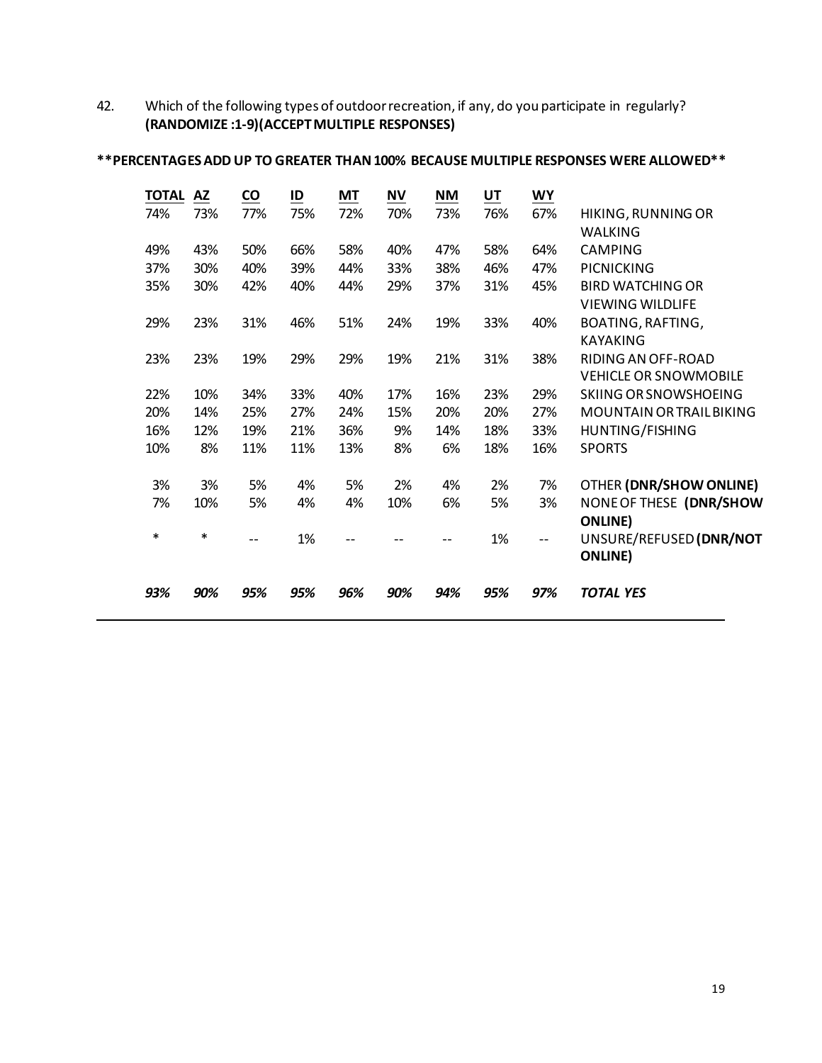42. Which of the following types of outdoor recreation, if any, do you participate in regularly? **(RANDOMIZE :1-9)(ACCEPT MULTIPLE RESPONSES)**

**\*\*PERCENTAGES ADD UP TO GREATER THAN 100% BECAUSE MULTIPLE RESPONSES WERE ALLOWED\*\***

| TOTAL | AZ | CO | ID | MT | NV | NM | UT | WY | |
|---|---|---|---|---|---|---|---|---|---|
| 74% | 73% | 77% | 75% | 72% | 70% | 73% | 76% | 67% | HIKING, RUNNING OR WALKING |
| 49% | 43% | 50% | 66% | 58% | 40% | 47% | 58% | 64% | CAMPING |
| 37% | 30% | 40% | 39% | 44% | 33% | 38% | 46% | 47% | PICNICKING |
| 35% | 30% | 42% | 40% | 44% | 29% | 37% | 31% | 45% | BIRD WATCHING OR VIEWING WILDLIFE |
| 29% | 23% | 31% | 46% | 51% | 24% | 19% | 33% | 40% | BOATING, RAFTING, KAYAKING |
| 23% | 23% | 19% | 29% | 29% | 19% | 21% | 31% | 38% | RIDING AN OFF-ROAD VEHICLE OR SNOWMOBILE |
| 22% | 10% | 34% | 33% | 40% | 17% | 16% | 23% | 29% | SKIING OR SNOWSHOEING |
| 20% | 14% | 25% | 27% | 24% | 15% | 20% | 20% | 27% | MOUNTAIN OR TRAIL BIKING |
| 16% | 12% | 19% | 21% | 36% | 9% | 14% | 18% | 33% | HUNTING/FISHING |
| 10% | 8% | 11% | 11% | 13% | 8% | 6% | 18% | 16% | SPORTS |
| 3% | 3% | 5% | 4% | 5% | 2% | 4% | 2% | 7% | OTHER **(DNR/SHOW ONLINE)** |
| 7% | 10% | 5% | 4% | 4% | 10% | 6% | 5% | 3% | NONE OF THESE **(DNR/SHOW ONLINE)** |
| * | * | -- | 1% | -- | -- | -- | 1% | -- | UNSURE/REFUSED **(DNR/NOT ONLINE)** |
| ***93%*** | ***90%*** | ***95%*** | ***95%*** | ***96%*** | ***90%*** | ***94%*** | ***95%*** | ***97%*** | ***TOTAL YES*** |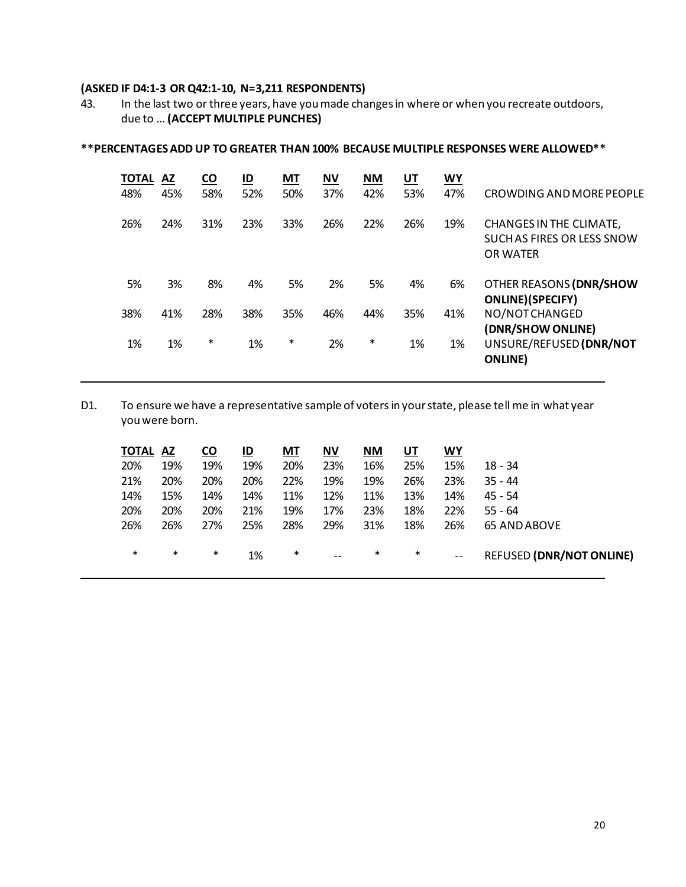**(ASKED IF D4:1-3 OR Q42:1-10, N=3,211 RESPONDENTS)**

43. In the last two or three years, have you made changes in where or when you recreate outdoors, due to … **(ACCEPT MULTIPLE PUNCHES)**

**\*\*PERCENTAGES ADD UP TO GREATER THAN 100% BECAUSE MULTIPLE RESPONSES WERE ALLOWED\*\***

| TOTAL | AZ | CO | ID | MT | NV | NM | UT | WY | |
|---|---|---|---|---|---|---|---|---|---|
| 48% | 45% | 58% | 52% | 50% | 37% | 42% | 53% | 47% | CROWDING AND MORE PEOPLE |
| 26% | 24% | 31% | 23% | 33% | 26% | 22% | 26% | 19% | CHANGES IN THE CLIMATE, SUCH AS FIRES OR LESS SNOW OR WATER |
| 5% | 3% | 8% | 4% | 5% | 2% | 5% | 4% | 6% | OTHER REASONS **(DNR/SHOW ONLINE)(SPECIFY)** |
| 38% | 41% | 28% | 38% | 35% | 46% | 44% | 35% | 41% | NO/NOT CHANGED **(DNR/SHOW ONLINE)** |
| 1% | 1% | * | 1% | * | 2% | * | 1% | 1% | UNSURE/REFUSED **(DNR/NOT ONLINE)** |

D1. To ensure we have a representative sample of voters in your state, please tell me in what year you were born.

| TOTAL | AZ | CO | ID | MT | NV | NM | UT | WY | |
|---|---|---|---|---|---|---|---|---|---|
| 20% | 19% | 19% | 19% | 20% | 23% | 16% | 25% | 15% | 18 - 34 |
| 21% | 20% | 20% | 20% | 22% | 19% | 19% | 26% | 23% | 35 - 44 |
| 14% | 15% | 14% | 14% | 11% | 12% | 11% | 13% | 14% | 45 - 54 |
| 20% | 20% | 20% | 21% | 19% | 17% | 23% | 18% | 22% | 55 - 64 |
| 26% | 26% | 27% | 25% | 28% | 29% | 31% | 18% | 26% | 65 AND ABOVE |
| * | * | * | 1% | * | -- | * | * | -- | REFUSED **(DNR/NOT ONLINE)** |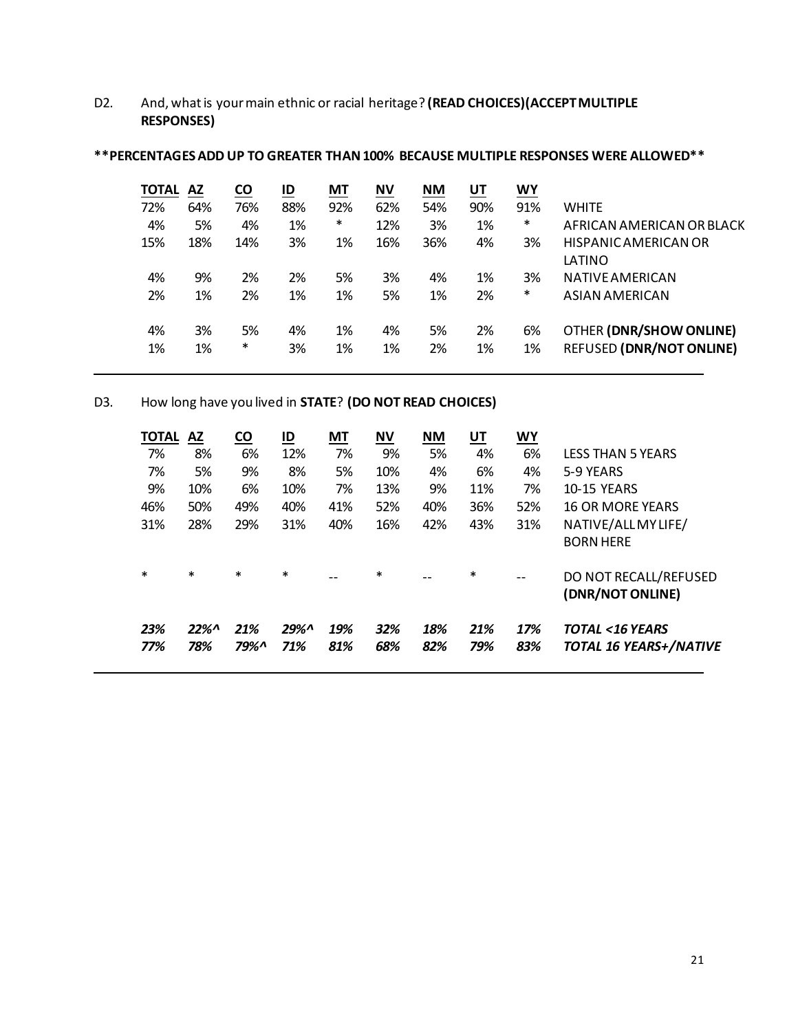D2. And, what is your main ethnic or racial heritage? **(READ CHOICES)(ACCEPT MULTIPLE RESPONSES)**

**\*\*PERCENTAGES ADD UP TO GREATER THAN 100% BECAUSE MULTIPLE RESPONSES WERE ALLOWED\*\***

| TOTAL | AZ | CO | ID | MT | NV | NM | UT | WY | |
|---|---|---|---|---|---|---|---|---|---|
| 72% | 64% | 76% | 88% | 92% | 62% | 54% | 90% | 91% | WHITE |
| 4% | 5% | 4% | 1% | * | 12% | 3% | 1% | * | AFRICAN AMERICAN OR BLACK |
| 15% | 18% | 14% | 3% | 1% | 16% | 36% | 4% | 3% | HISPANIC AMERICAN OR LATINO |
| 4% | 9% | 2% | 2% | 5% | 3% | 4% | 1% | 3% | NATIVE AMERICAN |
| 2% | 1% | 2% | 1% | 1% | 5% | 1% | 2% | * | ASIAN AMERICAN |
| 4% | 3% | 5% | 4% | 1% | 4% | 5% | 2% | 6% | OTHER **(DNR/SHOW ONLINE)** |
| 1% | 1% | * | 3% | 1% | 1% | 2% | 1% | 1% | REFUSED **(DNR/NOT ONLINE)** |

D3. How long have you lived in **STATE**? **(DO NOT READ CHOICES)**

| TOTAL | AZ | CO | ID | MT | NV | NM | UT | WY | |
|---|---|---|---|---|---|---|---|---|---|
| 7% | 8% | 6% | 12% | 7% | 9% | 5% | 4% | 6% | LESS THAN 5 YEARS |
| 7% | 5% | 9% | 8% | 5% | 10% | 4% | 6% | 4% | 5-9 YEARS |
| 9% | 10% | 6% | 10% | 7% | 13% | 9% | 11% | 7% | 10-15 YEARS |
| 46% | 50% | 49% | 40% | 41% | 52% | 40% | 36% | 52% | 16 OR MORE YEARS |
| 31% | 28% | 29% | 31% | 40% | 16% | 42% | 43% | 31% | NATIVE/ALL MY LIFE/ BORN HERE |
| * | * | * | * | -- | * | -- | * | -- | DO NOT RECALL/REFUSED **(DNR/NOT ONLINE)** |
| ***23%*** | ***22%^*** | ***21%*** | ***29%^*** | ***19%*** | ***32%*** | ***18%*** | ***21%*** | ***17%*** | ***TOTAL <16 YEARS*** |
| ***77%*** | ***78%*** | ***79%^*** | ***71%*** | ***81%*** | ***68%*** | ***82%*** | ***79%*** | ***83%*** | ***TOTAL 16 YEARS+/NATIVE*** |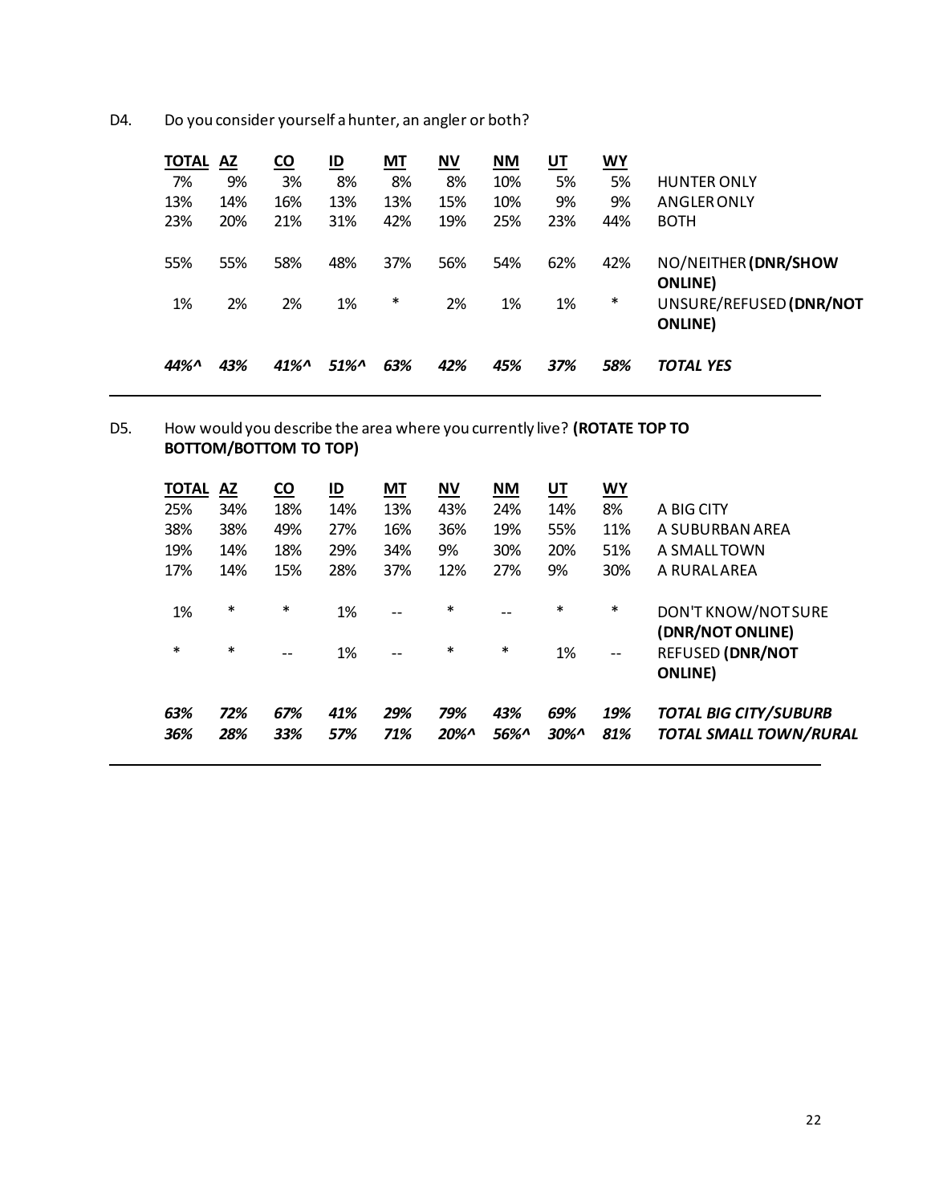D4. Do you consider yourself a hunter, an angler or both?

| TOTAL | AZ | CO | ID | MT | NV | NM | UT | WY | |
|---|---|---|---|---|---|---|---|---|---|
| 7% | 9% | 3% | 8% | 8% | 8% | 10% | 5% | 5% | HUNTER ONLY |
| 13% | 14% | 16% | 13% | 13% | 15% | 10% | 9% | 9% | ANGLER ONLY |
| 23% | 20% | 21% | 31% | 42% | 19% | 25% | 23% | 44% | BOTH |
| 55% | 55% | 58% | 48% | 37% | 56% | 54% | 62% | 42% | NO/NEITHER **(DNR/SHOW ONLINE)** |
| 1% | 2% | 2% | 1% | * | 2% | 1% | 1% | * | UNSURE/REFUSED **(DNR/NOT ONLINE)** |
| ***44%^*** | ***43%*** | ***41%^*** | ***51%^*** | ***63%*** | ***42%*** | ***45%*** | ***37%*** | ***58%*** | ***TOTAL YES*** |

D5. How would you describe the area where you currently live? **(ROTATE TOP TO BOTTOM/BOTTOM TO TOP)**

| TOTAL | AZ | CO | ID | MT | NV | NM | UT | WY | |
|---|---|---|---|---|---|---|---|---|---|
| 25% | 34% | 18% | 14% | 13% | 43% | 24% | 14% | 8% | A BIG CITY |
| 38% | 38% | 49% | 27% | 16% | 36% | 19% | 55% | 11% | A SUBURBAN AREA |
| 19% | 14% | 18% | 29% | 34% | 9% | 30% | 20% | 51% | A SMALL TOWN |
| 17% | 14% | 15% | 28% | 37% | 12% | 27% | 9% | 30% | A RURAL AREA |
| 1% | * | * | 1% | -- | * | -- | * | * | DON'T KNOW/NOT SURE **(DNR/NOT ONLINE)** |
| * | * | -- | 1% | -- | * | * | 1% | -- | REFUSED **(DNR/NOT ONLINE)** |
| ***63%*** | ***72%*** | ***67%*** | ***41%*** | ***29%*** | ***79%*** | ***43%*** | ***69%*** | ***19%*** | ***TOTAL BIG CITY/SUBURB*** |
| ***36%*** | ***28%*** | ***33%*** | ***57%*** | ***71%*** | ***20%^*** | ***56%^*** | ***30%^*** | ***81%*** | ***TOTAL SMALL TOWN/RURAL*** |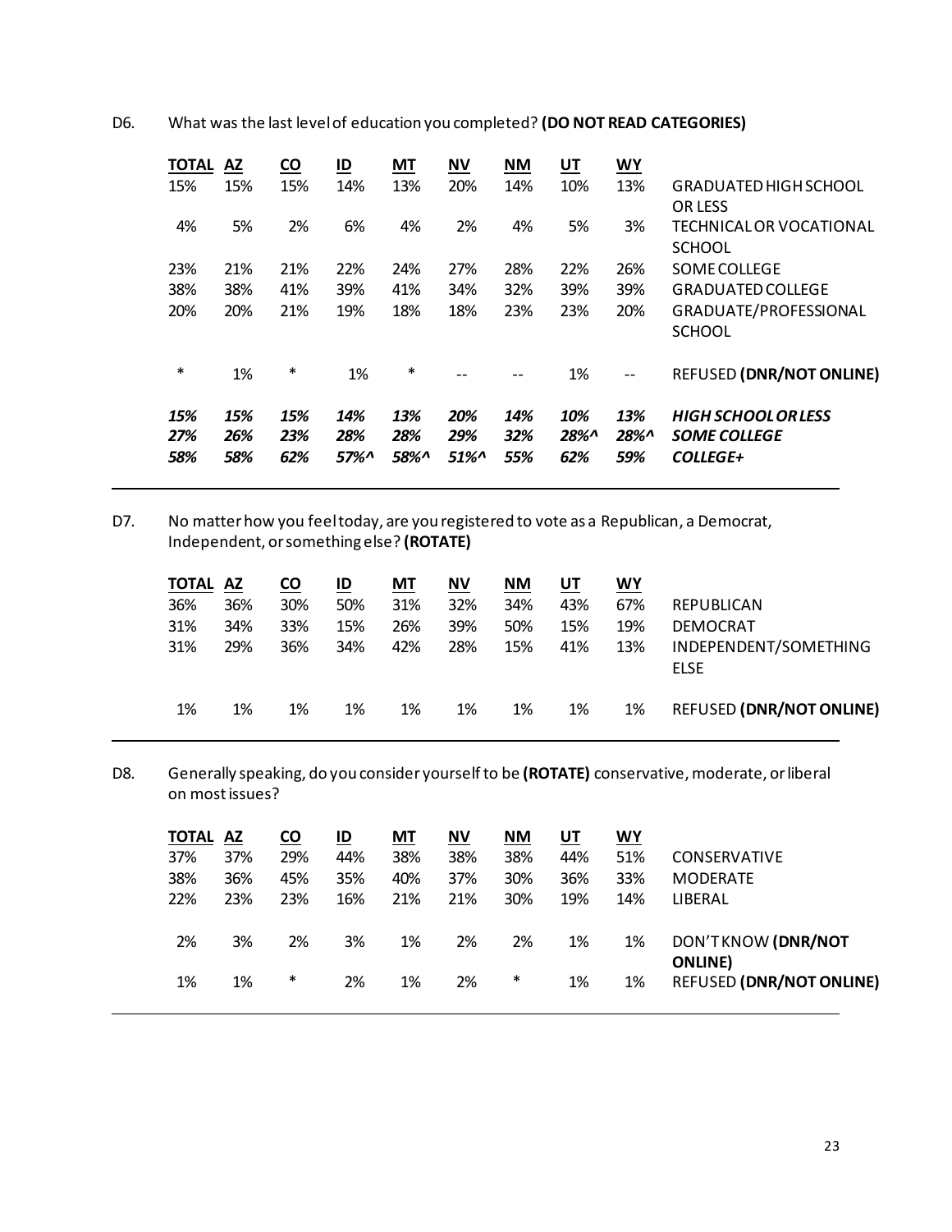D6. What was the last level of education you completed? **(DO NOT READ CATEGORIES)**

| TOTAL | AZ | CO | ID | MT | NV | NM | UT | WY | |
|---|---|---|---|---|---|---|---|---|---|
| 15% | 15% | 15% | 14% | 13% | 20% | 14% | 10% | 13% | GRADUATED HIGH SCHOOL OR LESS |
| 4% | 5% | 2% | 6% | 4% | 2% | 4% | 5% | 3% | TECHNICAL OR VOCATIONAL SCHOOL |
| 23% | 21% | 21% | 22% | 24% | 27% | 28% | 22% | 26% | SOME COLLEGE |
| 38% | 38% | 41% | 39% | 41% | 34% | 32% | 39% | 39% | GRADUATED COLLEGE |
| 20% | 20% | 21% | 19% | 18% | 18% | 23% | 23% | 20% | GRADUATE/PROFESSIONAL SCHOOL |
| * | 1% | * | 1% | * | -- | -- | 1% | -- | REFUSED **(DNR/NOT ONLINE)** |
| ***15%*** | ***15%*** | ***15%*** | ***14%*** | ***13%*** | ***20%*** | ***14%*** | ***10%*** | ***13%*** | ***HIGH SCHOOL OR LESS*** |
| ***27%*** | ***26%*** | ***23%*** | ***28%*** | ***28%*** | ***29%*** | ***32%*** | ***28%^*** | ***28%^*** | ***SOME COLLEGE*** |
| ***58%*** | ***58%*** | ***62%*** | ***57%^*** | ***58%^*** | ***51%^*** | ***55%*** | ***62%*** | ***59%*** | ***COLLEGE+*** |

D7. No matter how you feel today, are you registered to vote as a Republican, a Democrat, Independent, or something else? **(ROTATE)**

| TOTAL | AZ | CO | ID | MT | NV | NM | UT | WY | |
|---|---|---|---|---|---|---|---|---|---|
| 36% | 36% | 30% | 50% | 31% | 32% | 34% | 43% | 67% | REPUBLICAN |
| 31% | 34% | 33% | 15% | 26% | 39% | 50% | 15% | 19% | DEMOCRAT |
| 31% | 29% | 36% | 34% | 42% | 28% | 15% | 41% | 13% | INDEPENDENT/SOMETHING ELSE |
| 1% | 1% | 1% | 1% | 1% | 1% | 1% | 1% | 1% | REFUSED **(DNR/NOT ONLINE)** |

D8. Generally speaking, do you consider yourself to be **(ROTATE)** conservative, moderate, or liberal on most issues?

| TOTAL | AZ | CO | ID | MT | NV | NM | UT | WY | |
|---|---|---|---|---|---|---|---|---|---|
| 37% | 37% | 29% | 44% | 38% | 38% | 38% | 44% | 51% | CONSERVATIVE |
| 38% | 36% | 45% | 35% | 40% | 37% | 30% | 36% | 33% | MODERATE |
| 22% | 23% | 23% | 16% | 21% | 21% | 30% | 19% | 14% | LIBERAL |
| 2% | 3% | 2% | 3% | 1% | 2% | 2% | 1% | 1% | DON'T KNOW **(DNR/NOT ONLINE)** |
| 1% | 1% | * | 2% | 1% | 2% | * | 1% | 1% | REFUSED **(DNR/NOT ONLINE)** |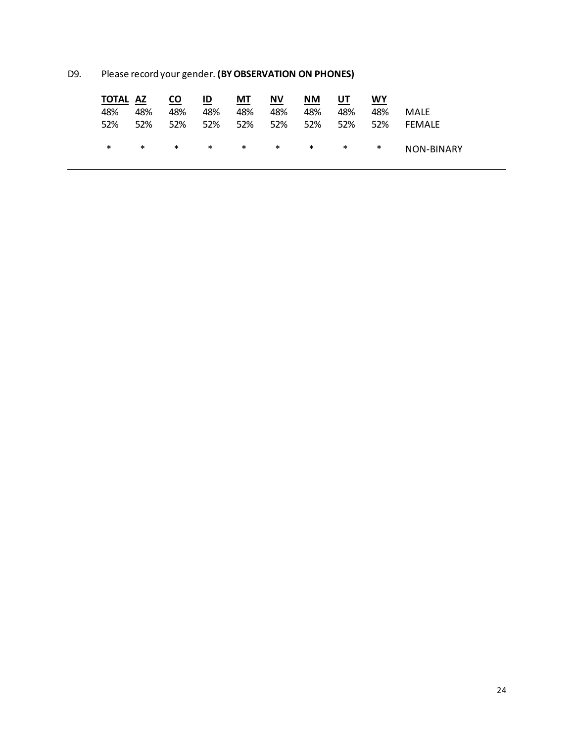D9. Please record your gender. **(BY OBSERVATION ON PHONES)**

| TOTAL | AZ | CO | ID | MT | NV | NM | UT | WY | |
|---|---|---|---|---|---|---|---|---|---|
| 48% | 48% | 48% | 48% | 48% | 48% | 48% | 48% | 48% | MALE |
| 52% | 52% | 52% | 52% | 52% | 52% | 52% | 52% | 52% | FEMALE |
| * | * | * | * | * | * | * | * | * | NON-BINARY |